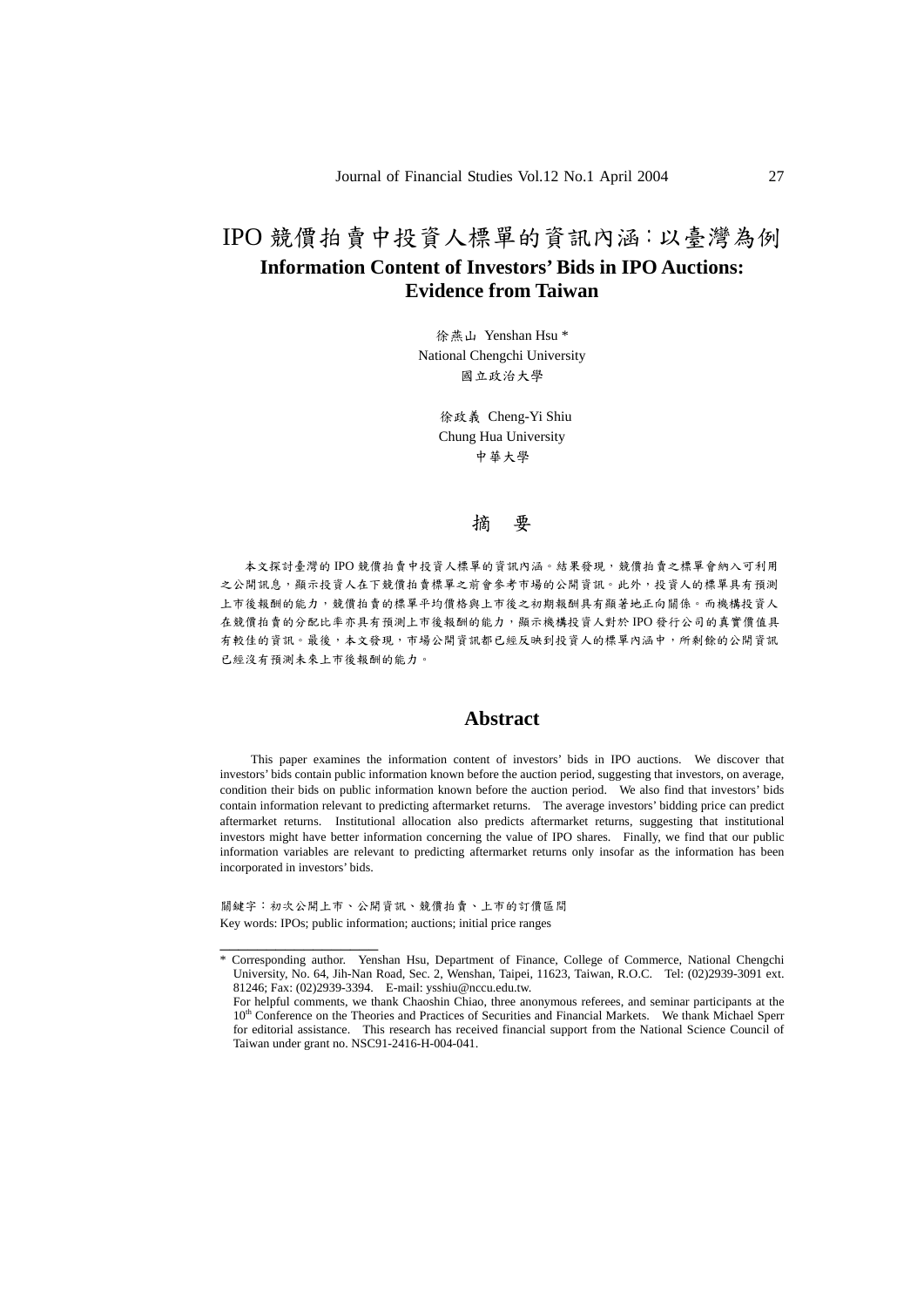# IPO 競價拍賣中投資人標單的資訊內涵：以臺灣為例

## Information Content of Investors' Bids in IPO Auctions: Evidence from Taiwan

徐燕山 Yenshan Hsu *
National Chengchi University
國立政治大學

徐政義 Cheng-Yi Shiu
Chung Hua University
中華大學

## 摘 要

本文探討臺灣的 IPO 競價拍賣中投資人標單的資訊內涵。結果發現，競價拍賣之標單會納入可利用之公開訊息，顯示投資人在下競價拍賣標單之前會參考市場的公開資訊。此外，投資人的標單具有預測上市後報酬的能力，競價拍賣的標單平均價格與上市後之初期報酬具有顯著地正向關係。而機構投資人在競價拍賣的分配比率亦具有預測上市後報酬的能力，顯示機構投資人對於 IPO 發行公司的真實價值具有較佳的資訊。最後，本文發現，市場公開資訊都已經反映到投資人的標單內涵中，所剩餘的公開資訊已經沒有預測未來上市後報酬的能力。

## Abstract

This paper examines the information content of investors' bids in IPO auctions. We discover that investors' bids contain public information known before the auction period, suggesting that investors, on average, condition their bids on public information known before the auction period. We also find that investors' bids contain information relevant to predicting aftermarket returns. The average investors' bidding price can predict aftermarket returns. Institutional allocation also predicts aftermarket returns, suggesting that institutional investors might have better information concerning the value of IPO shares. Finally, we find that our public information variables are relevant to predicting aftermarket returns only insofar as the information has been incorporated in investors' bids.

關鍵字：初次公開上市、公開資訊、競價拍賣、上市的訂價區間

Key words: IPOs; public information; auctions; initial price ranges

---

* Corresponding author. Yenshan Hsu, Department of Finance, College of Commerce, National Chengchi University, No. 64, Jih-Nan Road, Sec. 2, Wenshan, Taipei, 11623, Taiwan, R.O.C. Tel: (02)2939-3091 ext. 81246; Fax: (02)2939-3394. E-mail: ysshiu@nccu.edu.tw.

For helpful comments, we thank Chaoshin Chiao, three anonymous referees, and seminar participants at the 10th Conference on the Theories and Practices of Securities and Financial Markets. We thank Michael Sperr for editorial assistance. This research has received financial support from the National Science Council of Taiwan under grant no. NSC91-2416-H-004-041.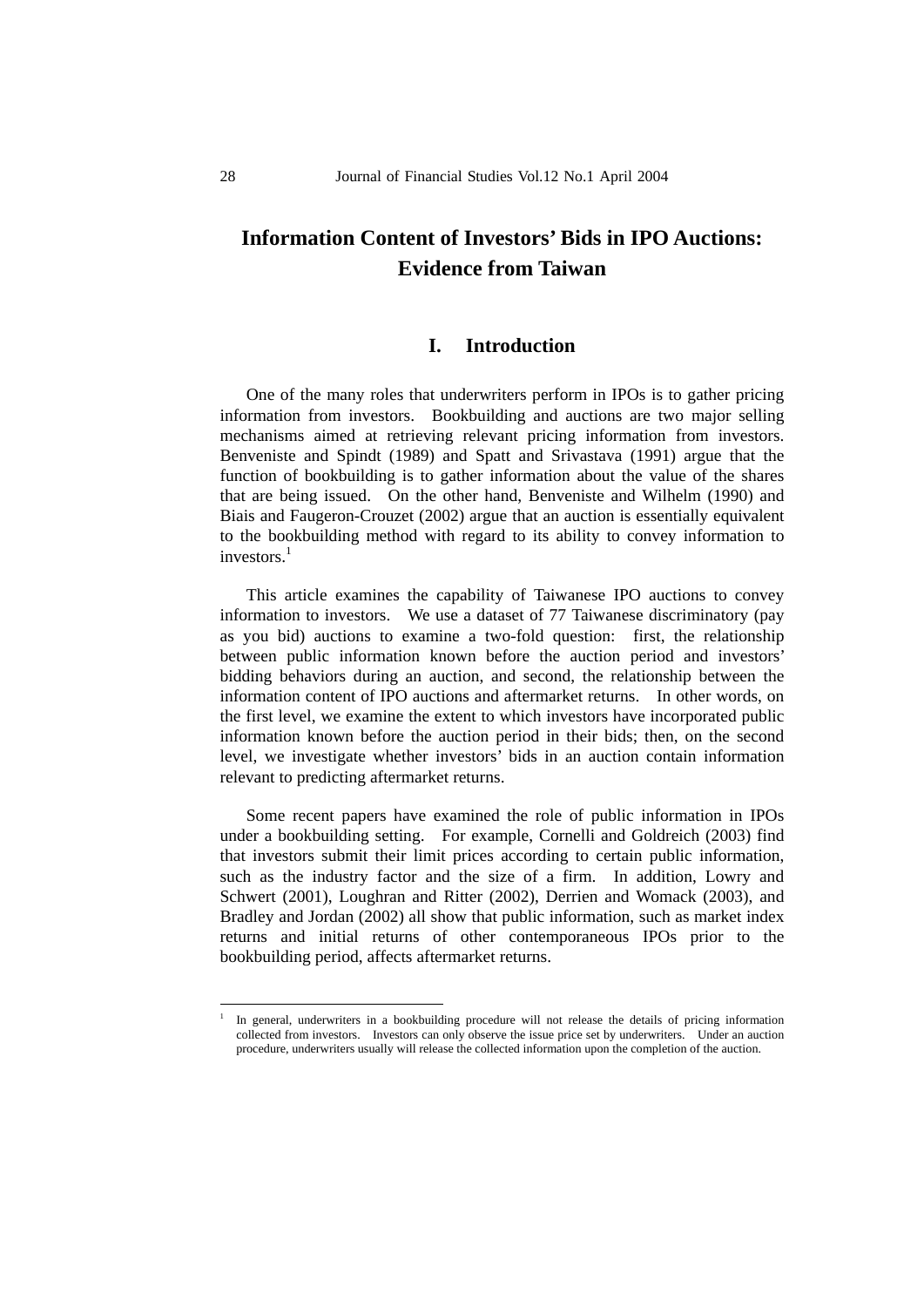# Information Content of Investors' Bids in IPO Auctions: Evidence from Taiwan

## I. Introduction

One of the many roles that underwriters perform in IPOs is to gather pricing information from investors. Bookbuilding and auctions are two major selling mechanisms aimed at retrieving relevant pricing information from investors. Benveniste and Spindt (1989) and Spatt and Srivastava (1991) argue that the function of bookbuilding is to gather information about the value of the shares that are being issued. On the other hand, Benveniste and Wilhelm (1990) and Biais and Faugeron-Crouzet (2002) argue that an auction is essentially equivalent to the bookbuilding method with regard to its ability to convey information to investors.[1]

This article examines the capability of Taiwanese IPO auctions to convey information to investors. We use a dataset of 77 Taiwanese discriminatory (pay as you bid) auctions to examine a two-fold question: first, the relationship between public information known before the auction period and investors' bidding behaviors during an auction, and second, the relationship between the information content of IPO auctions and aftermarket returns. In other words, on the first level, we examine the extent to which investors have incorporated public information known before the auction period in their bids; then, on the second level, we investigate whether investors' bids in an auction contain information relevant to predicting aftermarket returns.

Some recent papers have examined the role of public information in IPOs under a bookbuilding setting. For example, Cornelli and Goldreich (2003) find that investors submit their limit prices according to certain public information, such as the industry factor and the size of a firm. In addition, Lowry and Schwert (2001), Loughran and Ritter (2002), Derrien and Womack (2003), and Bradley and Jordan (2002) all show that public information, such as market index returns and initial returns of other contemporaneous IPOs prior to the bookbuilding period, affects aftermarket returns.

[1] In general, underwriters in a bookbuilding procedure will not release the details of pricing information collected from investors. Investors can only observe the issue price set by underwriters. Under an auction procedure, underwriters usually will release the collected information upon the completion of the auction.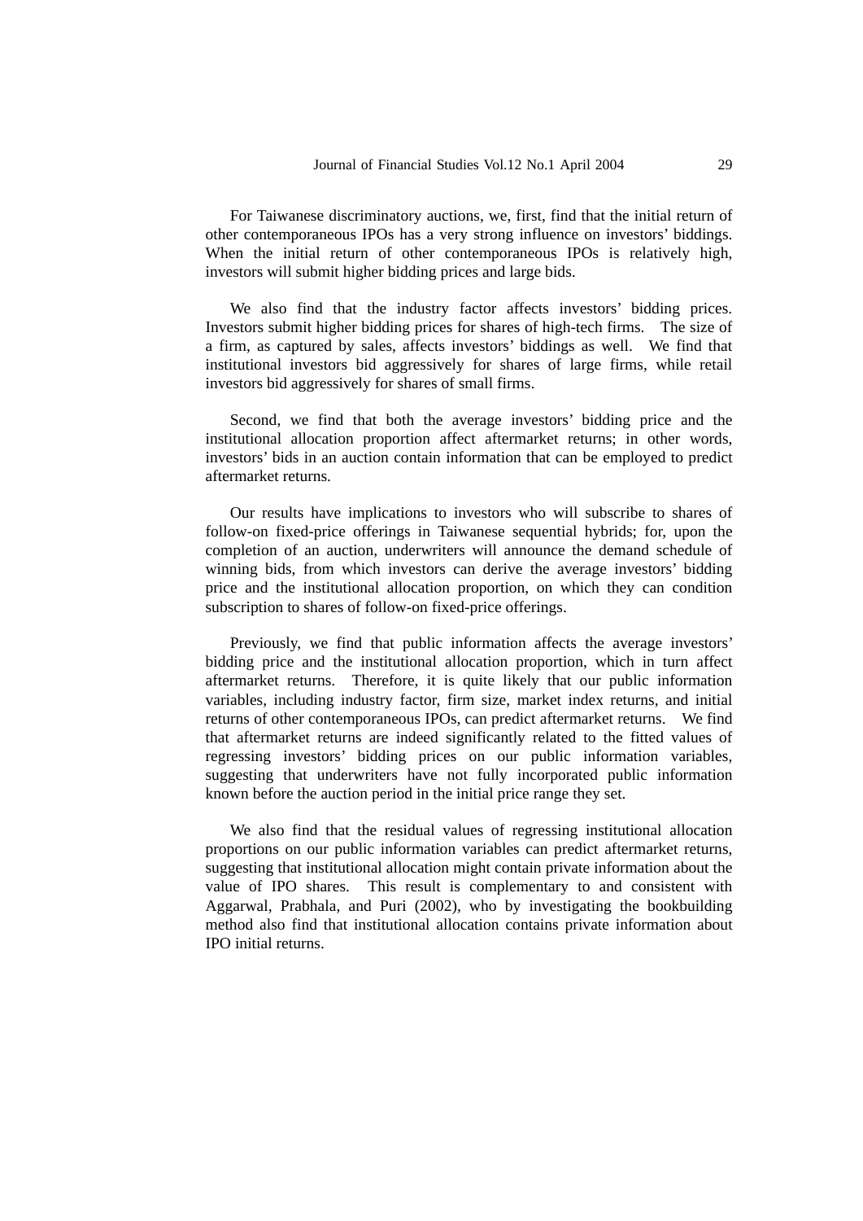For Taiwanese discriminatory auctions, we, first, find that the initial return of other contemporaneous IPOs has a very strong influence on investors' biddings. When the initial return of other contemporaneous IPOs is relatively high, investors will submit higher bidding prices and large bids.

We also find that the industry factor affects investors' bidding prices. Investors submit higher bidding prices for shares of high-tech firms. The size of a firm, as captured by sales, affects investors' biddings as well. We find that institutional investors bid aggressively for shares of large firms, while retail investors bid aggressively for shares of small firms.

Second, we find that both the average investors' bidding price and the institutional allocation proportion affect aftermarket returns; in other words, investors' bids in an auction contain information that can be employed to predict aftermarket returns.

Our results have implications to investors who will subscribe to shares of follow-on fixed-price offerings in Taiwanese sequential hybrids; for, upon the completion of an auction, underwriters will announce the demand schedule of winning bids, from which investors can derive the average investors' bidding price and the institutional allocation proportion, on which they can condition subscription to shares of follow-on fixed-price offerings.

Previously, we find that public information affects the average investors' bidding price and the institutional allocation proportion, which in turn affect aftermarket returns. Therefore, it is quite likely that our public information variables, including industry factor, firm size, market index returns, and initial returns of other contemporaneous IPOs, can predict aftermarket returns. We find that aftermarket returns are indeed significantly related to the fitted values of regressing investors' bidding prices on our public information variables, suggesting that underwriters have not fully incorporated public information known before the auction period in the initial price range they set.

We also find that the residual values of regressing institutional allocation proportions on our public information variables can predict aftermarket returns, suggesting that institutional allocation might contain private information about the value of IPO shares. This result is complementary to and consistent with Aggarwal, Prabhala, and Puri (2002), who by investigating the bookbuilding method also find that institutional allocation contains private information about IPO initial returns.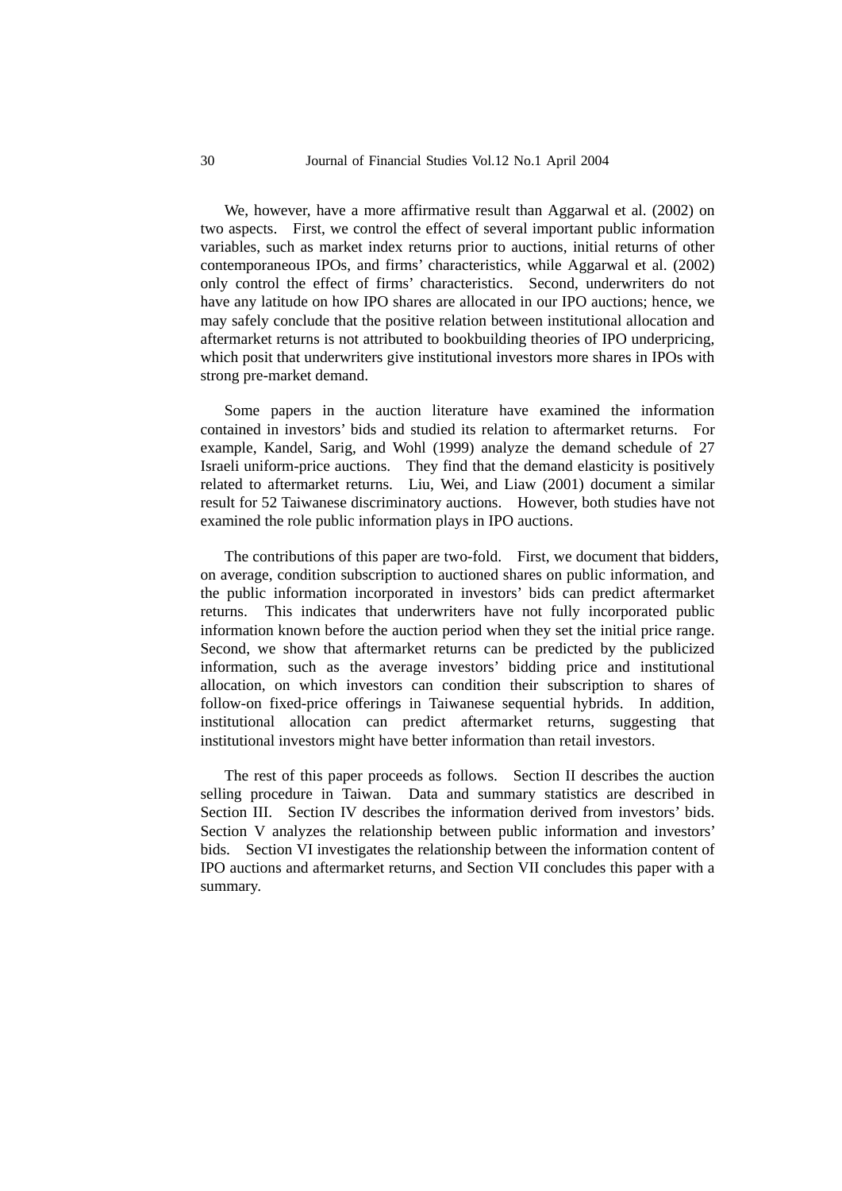We, however, have a more affirmative result than Aggarwal et al. (2002) on two aspects. First, we control the effect of several important public information variables, such as market index returns prior to auctions, initial returns of other contemporaneous IPOs, and firms' characteristics, while Aggarwal et al. (2002) only control the effect of firms' characteristics. Second, underwriters do not have any latitude on how IPO shares are allocated in our IPO auctions; hence, we may safely conclude that the positive relation between institutional allocation and aftermarket returns is not attributed to bookbuilding theories of IPO underpricing, which posit that underwriters give institutional investors more shares in IPOs with strong pre-market demand.

Some papers in the auction literature have examined the information contained in investors' bids and studied its relation to aftermarket returns. For example, Kandel, Sarig, and Wohl (1999) analyze the demand schedule of 27 Israeli uniform-price auctions. They find that the demand elasticity is positively related to aftermarket returns. Liu, Wei, and Liaw (2001) document a similar result for 52 Taiwanese discriminatory auctions. However, both studies have not examined the role public information plays in IPO auctions.

The contributions of this paper are two-fold. First, we document that bidders, on average, condition subscription to auctioned shares on public information, and the public information incorporated in investors' bids can predict aftermarket returns. This indicates that underwriters have not fully incorporated public information known before the auction period when they set the initial price range. Second, we show that aftermarket returns can be predicted by the publicized information, such as the average investors' bidding price and institutional allocation, on which investors can condition their subscription to shares of follow-on fixed-price offerings in Taiwanese sequential hybrids. In addition, institutional allocation can predict aftermarket returns, suggesting that institutional investors might have better information than retail investors.

The rest of this paper proceeds as follows. Section II describes the auction selling procedure in Taiwan. Data and summary statistics are described in Section III. Section IV describes the information derived from investors' bids. Section V analyzes the relationship between public information and investors' bids. Section VI investigates the relationship between the information content of IPO auctions and aftermarket returns, and Section VII concludes this paper with a summary.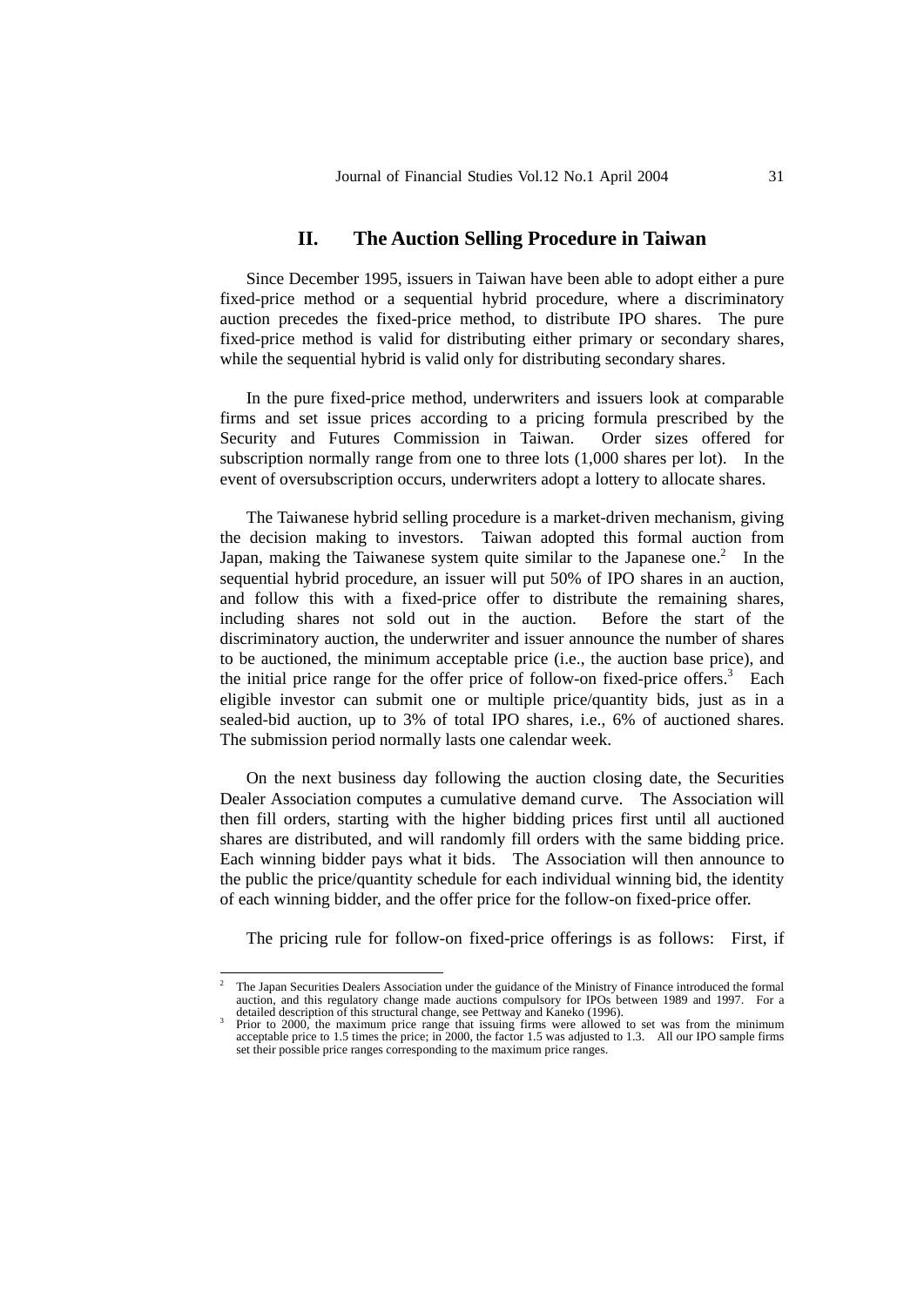## II. The Auction Selling Procedure in Taiwan

Since December 1995, issuers in Taiwan have been able to adopt either a pure fixed-price method or a sequential hybrid procedure, where a discriminatory auction precedes the fixed-price method, to distribute IPO shares. The pure fixed-price method is valid for distributing either primary or secondary shares, while the sequential hybrid is valid only for distributing secondary shares.

In the pure fixed-price method, underwriters and issuers look at comparable firms and set issue prices according to a pricing formula prescribed by the Security and Futures Commission in Taiwan. Order sizes offered for subscription normally range from one to three lots (1,000 shares per lot). In the event of oversubscription occurs, underwriters adopt a lottery to allocate shares.

The Taiwanese hybrid selling procedure is a market-driven mechanism, giving the decision making to investors. Taiwan adopted this formal auction from Japan, making the Taiwanese system quite similar to the Japanese one.[2] In the sequential hybrid procedure, an issuer will put 50% of IPO shares in an auction, and follow this with a fixed-price offer to distribute the remaining shares, including shares not sold out in the auction. Before the start of the discriminatory auction, the underwriter and issuer announce the number of shares to be auctioned, the minimum acceptable price (i.e., the auction base price), and the initial price range for the offer price of follow-on fixed-price offers.[3] Each eligible investor can submit one or multiple price/quantity bids, just as in a sealed-bid auction, up to 3% of total IPO shares, i.e., 6% of auctioned shares. The submission period normally lasts one calendar week.

On the next business day following the auction closing date, the Securities Dealer Association computes a cumulative demand curve. The Association will then fill orders, starting with the higher bidding prices first until all auctioned shares are distributed, and will randomly fill orders with the same bidding price. Each winning bidder pays what it bids. The Association will then announce to the public the price/quantity schedule for each individual winning bid, the identity of each winning bidder, and the offer price for the follow-on fixed-price offer.

The pricing rule for follow-on fixed-price offerings is as follows: First, if

---

[2] The Japan Securities Dealers Association under the guidance of the Ministry of Finance introduced the formal auction, and this regulatory change made auctions compulsory for IPOs between 1989 and 1997. For a detailed description of this structural change, see Pettway and Kaneko (1996).

[3] Prior to 2000, the maximum price range that issuing firms were allowed to set was from the minimum acceptable price to 1.5 times the price; in 2000, the factor 1.5 was adjusted to 1.3. All our IPO sample firms set their possible price ranges corresponding to the maximum price ranges.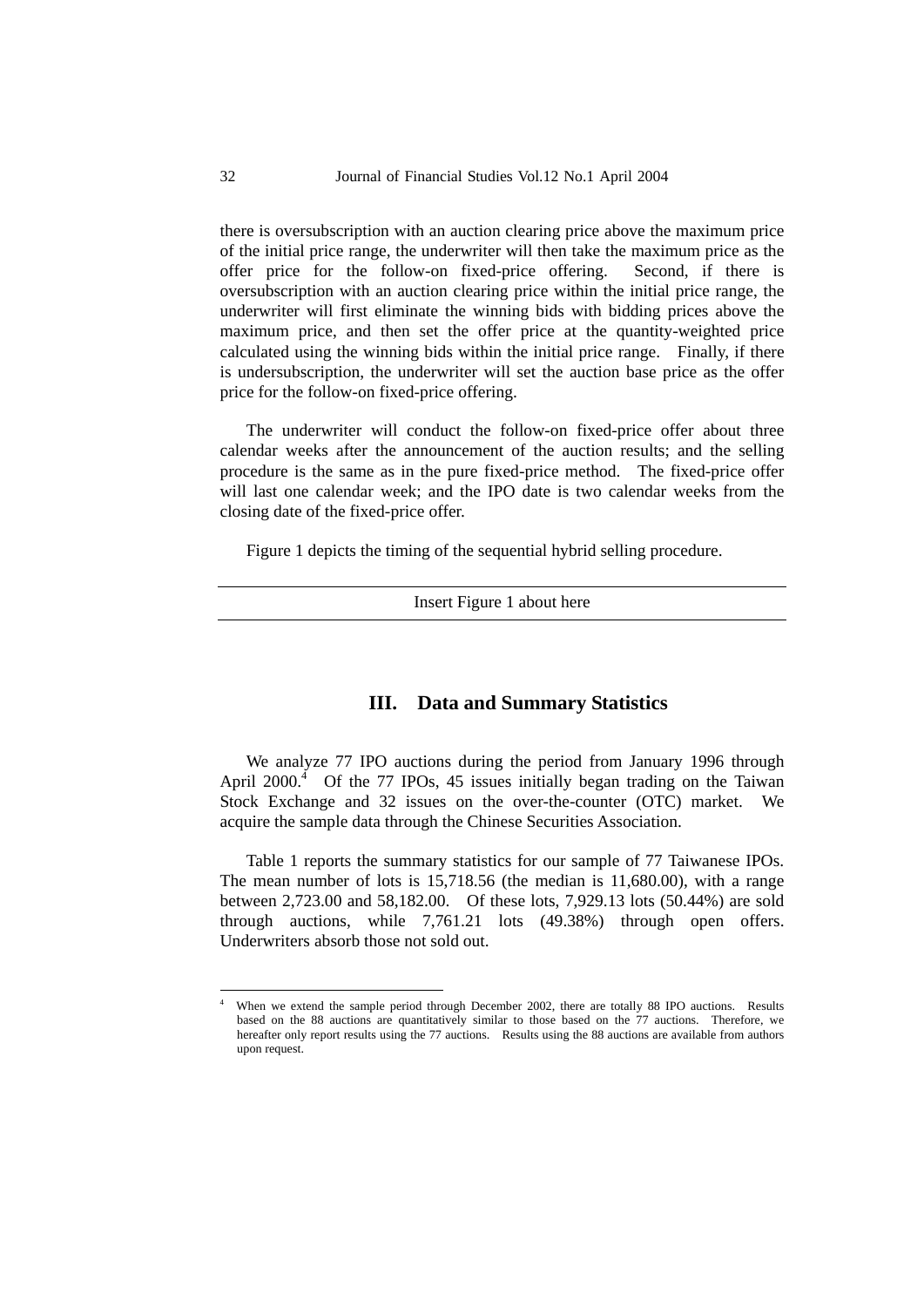there is oversubscription with an auction clearing price above the maximum price of the initial price range, the underwriter will then take the maximum price as the offer price for the follow-on fixed-price offering. Second, if there is oversubscription with an auction clearing price within the initial price range, the underwriter will first eliminate the winning bids with bidding prices above the maximum price, and then set the offer price at the quantity-weighted price calculated using the winning bids within the initial price range. Finally, if there is undersubscription, the underwriter will set the auction base price as the offer price for the follow-on fixed-price offering.

The underwriter will conduct the follow-on fixed-price offer about three calendar weeks after the announcement of the auction results; and the selling procedure is the same as in the pure fixed-price method. The fixed-price offer will last one calendar week; and the IPO date is two calendar weeks from the closing date of the fixed-price offer.

Figure 1 depicts the timing of the sequential hybrid selling procedure.

---

Insert Figure 1 about here

---

## III. Data and Summary Statistics

We analyze 77 IPO auctions during the period from January 1996 through April 2000.[4] Of the 77 IPOs, 45 issues initially began trading on the Taiwan Stock Exchange and 32 issues on the over-the-counter (OTC) market. We acquire the sample data through the Chinese Securities Association.

Table 1 reports the summary statistics for our sample of 77 Taiwanese IPOs. The mean number of lots is 15,718.56 (the median is 11,680.00), with a range between 2,723.00 and 58,182.00. Of these lots, 7,929.13 lots (50.44%) are sold through auctions, while 7,761.21 lots (49.38%) through open offers. Underwriters absorb those not sold out.

---

[4] When we extend the sample period through December 2002, there are totally 88 IPO auctions. Results based on the 88 auctions are quantitatively similar to those based on the 77 auctions. Therefore, we hereafter only report results using the 77 auctions. Results using the 88 auctions are available from authors upon request.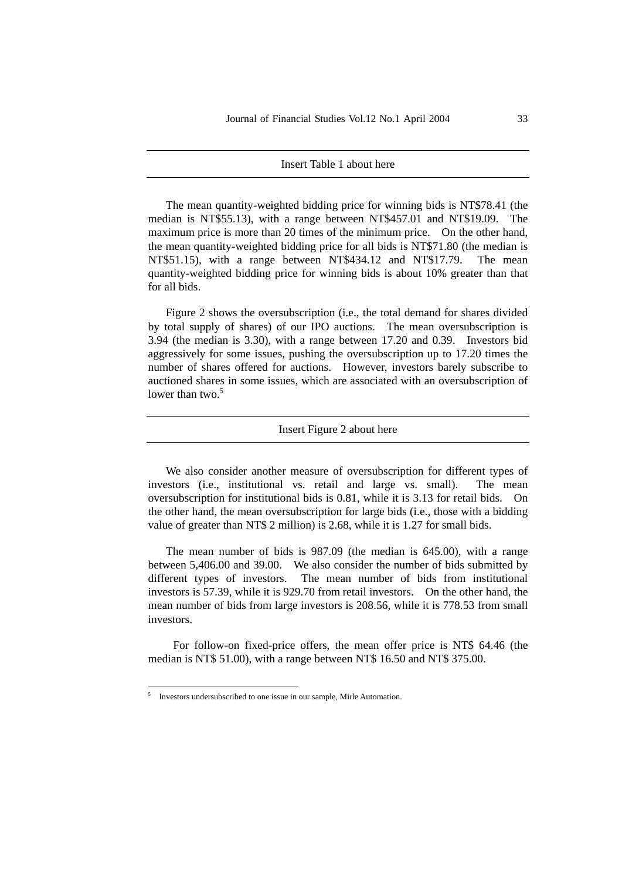Insert Table 1 about here

The mean quantity-weighted bidding price for winning bids is NT$78.41 (the median is NT$55.13), with a range between NT$457.01 and NT$19.09. The maximum price is more than 20 times of the minimum price. On the other hand, the mean quantity-weighted bidding price for all bids is NT$71.80 (the median is NT$51.15), with a range between NT$434.12 and NT$17.79. The mean quantity-weighted bidding price for winning bids is about 10% greater than that for all bids.

Figure 2 shows the oversubscription (i.e., the total demand for shares divided by total supply of shares) of our IPO auctions. The mean oversubscription is 3.94 (the median is 3.30), with a range between 17.20 and 0.39. Investors bid aggressively for some issues, pushing the oversubscription up to 17.20 times the number of shares offered for auctions. However, investors barely subscribe to auctioned shares in some issues, which are associated with an oversubscription of lower than two.[5]

Insert Figure 2 about here

We also consider another measure of oversubscription for different types of investors (i.e., institutional vs. retail and large vs. small). The mean oversubscription for institutional bids is 0.81, while it is 3.13 for retail bids. On the other hand, the mean oversubscription for large bids (i.e., those with a bidding value of greater than NT$ 2 million) is 2.68, while it is 1.27 for small bids.

The mean number of bids is 987.09 (the median is 645.00), with a range between 5,406.00 and 39.00. We also consider the number of bids submitted by different types of investors. The mean number of bids from institutional investors is 57.39, while it is 929.70 from retail investors. On the other hand, the mean number of bids from large investors is 208.56, while it is 778.53 from small investors.

For follow-on fixed-price offers, the mean offer price is NT$ 64.46 (the median is NT$ 51.00), with a range between NT$ 16.50 and NT$ 375.00.

[5] Investors undersubscribed to one issue in our sample, Mirle Automation.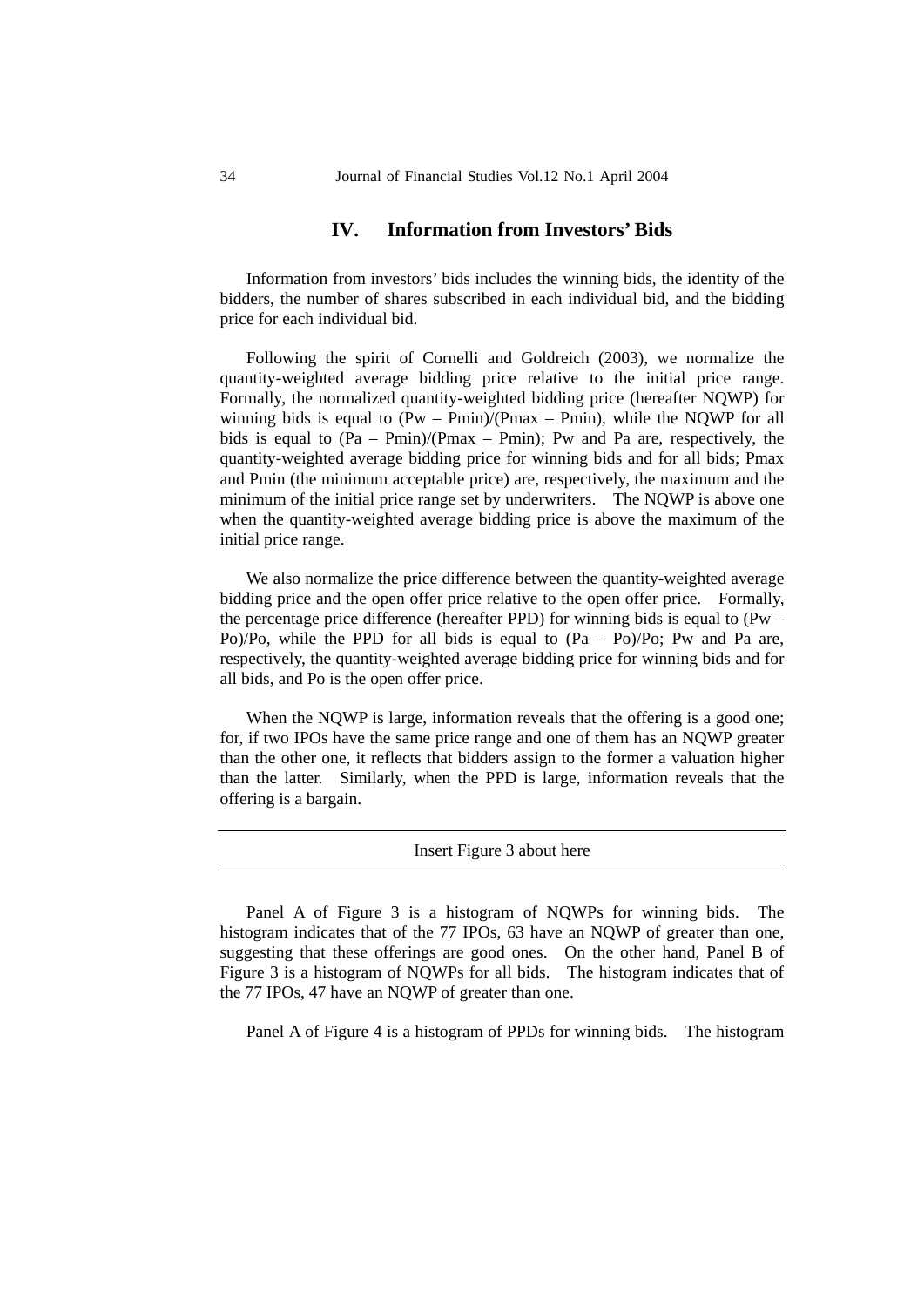## IV. Information from Investors' Bids

Information from investors' bids includes the winning bids, the identity of the bidders, the number of shares subscribed in each individual bid, and the bidding price for each individual bid.

Following the spirit of Cornelli and Goldreich (2003), we normalize the quantity-weighted average bidding price relative to the initial price range. Formally, the normalized quantity-weighted bidding price (hereafter NQWP) for winning bids is equal to $(P_w - P_{min})/(P_{max} - P_{min})$, while the NQWP for all bids is equal to $(P_a - P_{min})/(P_{max} - P_{min})$; $P_w$ and $P_a$ are, respectively, the quantity-weighted average bidding price for winning bids and for all bids; $P_{max}$ and $P_{min}$ (the minimum acceptable price) are, respectively, the maximum and the minimum of the initial price range set by underwriters. The NQWP is above one when the quantity-weighted average bidding price is above the maximum of the initial price range.

We also normalize the price difference between the quantity-weighted average bidding price and the open offer price relative to the open offer price. Formally, the percentage price difference (hereafter PPD) for winning bids is equal to $(P_w - P_o)/P_o$, while the PPD for all bids is equal to $(P_a - P_o)/P_o$; $P_w$ and $P_a$ are, respectively, the quantity-weighted average bidding price for winning bids and for all bids, and $P_o$ is the open offer price.

When the NQWP is large, information reveals that the offering is a good one; for, if two IPOs have the same price range and one of them has an NQWP greater than the other one, it reflects that bidders assign to the former a valuation higher than the latter. Similarly, when the PPD is large, information reveals that the offering is a bargain.

---

Insert Figure 3 about here

---

Panel A of Figure 3 is a histogram of NQWPs for winning bids. The histogram indicates that of the 77 IPOs, 63 have an NQWP of greater than one, suggesting that these offerings are good ones. On the other hand, Panel B of Figure 3 is a histogram of NQWPs for all bids. The histogram indicates that of the 77 IPOs, 47 have an NQWP of greater than one.

Panel A of Figure 4 is a histogram of PPDs for winning bids. The histogram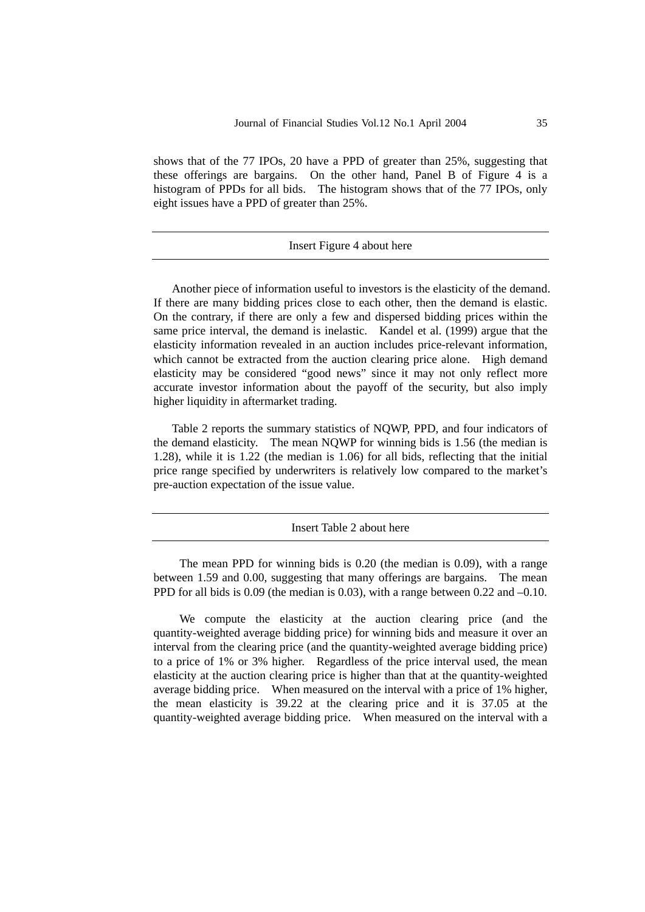shows that of the 77 IPOs, 20 have a PPD of greater than 25%, suggesting that these offerings are bargains. On the other hand, Panel B of Figure 4 is a histogram of PPDs for all bids. The histogram shows that of the 77 IPOs, only eight issues have a PPD of greater than 25%.

---

Insert Figure 4 about here

---

Another piece of information useful to investors is the elasticity of the demand. If there are many bidding prices close to each other, then the demand is elastic. On the contrary, if there are only a few and dispersed bidding prices within the same price interval, the demand is inelastic. Kandel et al. (1999) argue that the elasticity information revealed in an auction includes price-relevant information, which cannot be extracted from the auction clearing price alone. High demand elasticity may be considered "good news" since it may not only reflect more accurate investor information about the payoff of the security, but also imply higher liquidity in aftermarket trading.

Table 2 reports the summary statistics of NQWP, PPD, and four indicators of the demand elasticity. The mean NQWP for winning bids is 1.56 (the median is 1.28), while it is 1.22 (the median is 1.06) for all bids, reflecting that the initial price range specified by underwriters is relatively low compared to the market's pre-auction expectation of the issue value.

---

Insert Table 2 about here

---

The mean PPD for winning bids is 0.20 (the median is 0.09), with a range between 1.59 and 0.00, suggesting that many offerings are bargains. The mean PPD for all bids is 0.09 (the median is 0.03), with a range between 0.22 and –0.10.

We compute the elasticity at the auction clearing price (and the quantity-weighted average bidding price) for winning bids and measure it over an interval from the clearing price (and the quantity-weighted average bidding price) to a price of 1% or 3% higher. Regardless of the price interval used, the mean elasticity at the auction clearing price is higher than that at the quantity-weighted average bidding price. When measured on the interval with a price of 1% higher, the mean elasticity is 39.22 at the clearing price and it is 37.05 at the quantity-weighted average bidding price. When measured on the interval with a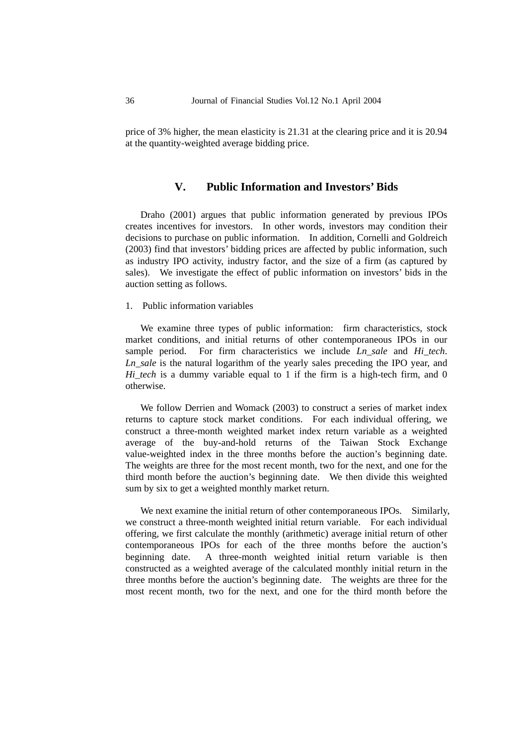price of 3% higher, the mean elasticity is 21.31 at the clearing price and it is 20.94 at the quantity-weighted average bidding price.

## V. Public Information and Investors' Bids

Draho (2001) argues that public information generated by previous IPOs creates incentives for investors. In other words, investors may condition their decisions to purchase on public information. In addition, Cornelli and Goldreich (2003) find that investors' bidding prices are affected by public information, such as industry IPO activity, industry factor, and the size of a firm (as captured by sales). We investigate the effect of public information on investors' bids in the auction setting as follows.

1. Public information variables

We examine three types of public information: firm characteristics, stock market conditions, and initial returns of other contemporaneous IPOs in our sample period. For firm characteristics we include *Ln_sale* and *Hi_tech*. *Ln_sale* is the natural logarithm of the yearly sales preceding the IPO year, and *Hi_tech* is a dummy variable equal to 1 if the firm is a high-tech firm, and 0 otherwise.

We follow Derrien and Womack (2003) to construct a series of market index returns to capture stock market conditions. For each individual offering, we construct a three-month weighted market index return variable as a weighted average of the buy-and-hold returns of the Taiwan Stock Exchange value-weighted index in the three months before the auction's beginning date. The weights are three for the most recent month, two for the next, and one for the third month before the auction's beginning date. We then divide this weighted sum by six to get a weighted monthly market return.

We next examine the initial return of other contemporaneous IPOs. Similarly, we construct a three-month weighted initial return variable. For each individual offering, we first calculate the monthly (arithmetic) average initial return of other contemporaneous IPOs for each of the three months before the auction's beginning date. A three-month weighted initial return variable is then constructed as a weighted average of the calculated monthly initial return in the three months before the auction's beginning date. The weights are three for the most recent month, two for the next, and one for the third month before the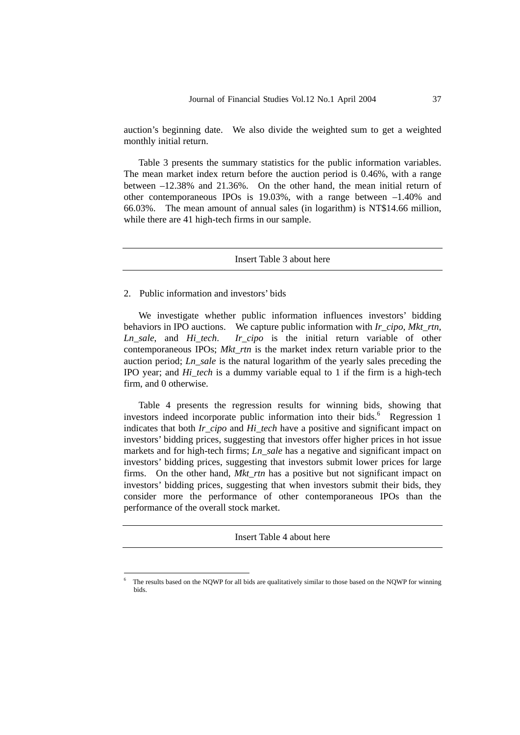auction's beginning date. We also divide the weighted sum to get a weighted monthly initial return.

Table 3 presents the summary statistics for the public information variables. The mean market index return before the auction period is 0.46%, with a range between –12.38% and 21.36%. On the other hand, the mean initial return of other contemporaneous IPOs is 19.03%, with a range between –1.40% and 66.03%. The mean amount of annual sales (in logarithm) is NT$14.66 million, while there are 41 high-tech firms in our sample.

---

Insert Table 3 about here

---

2. Public information and investors' bids

We investigate whether public information influences investors' bidding behaviors in IPO auctions. We capture public information with *Ir_cipo*, *Mkt_rtn*, *Ln_sale*, and *Hi_tech*. *Ir_cipo* is the initial return variable of other contemporaneous IPOs; *Mkt_rtn* is the market index return variable prior to the auction period; *Ln_sale* is the natural logarithm of the yearly sales preceding the IPO year; and *Hi_tech* is a dummy variable equal to 1 if the firm is a high-tech firm, and 0 otherwise.

Table 4 presents the regression results for winning bids, showing that investors indeed incorporate public information into their bids.[6] Regression 1 indicates that both *Ir_cipo* and *Hi_tech* have a positive and significant impact on investors' bidding prices, suggesting that investors offer higher prices in hot issue markets and for high-tech firms; *Ln_sale* has a negative and significant impact on investors' bidding prices, suggesting that investors submit lower prices for large firms. On the other hand, *Mkt_rtn* has a positive but not significant impact on investors' bidding prices, suggesting that when investors submit their bids, they consider more the performance of other contemporaneous IPOs than the performance of the overall stock market.

---

Insert Table 4 about here

---

[6] The results based on the NQWP for all bids are qualitatively similar to those based on the NQWP for winning bids.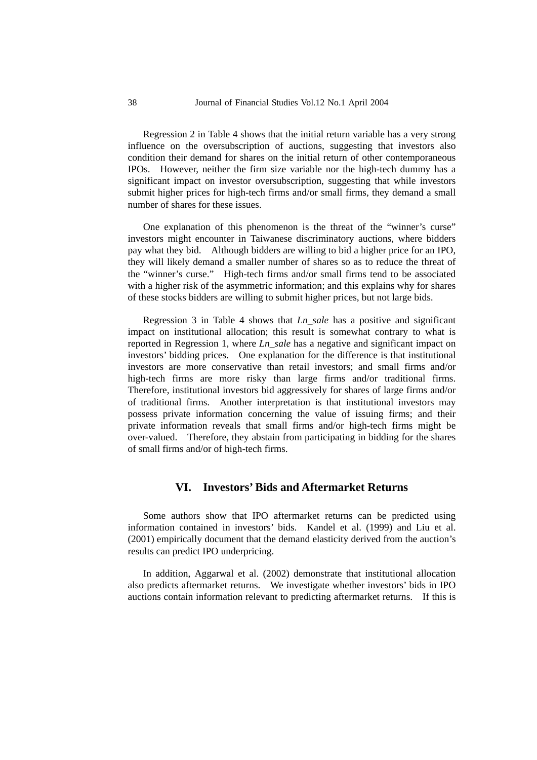Regression 2 in Table 4 shows that the initial return variable has a very strong influence on the oversubscription of auctions, suggesting that investors also condition their demand for shares on the initial return of other contemporaneous IPOs. However, neither the firm size variable nor the high-tech dummy has a significant impact on investor oversubscription, suggesting that while investors submit higher prices for high-tech firms and/or small firms, they demand a small number of shares for these issues.

One explanation of this phenomenon is the threat of the "winner's curse" investors might encounter in Taiwanese discriminatory auctions, where bidders pay what they bid. Although bidders are willing to bid a higher price for an IPO, they will likely demand a smaller number of shares so as to reduce the threat of the "winner's curse." High-tech firms and/or small firms tend to be associated with a higher risk of the asymmetric information; and this explains why for shares of these stocks bidders are willing to submit higher prices, but not large bids.

Regression 3 in Table 4 shows that *Ln_sale* has a positive and significant impact on institutional allocation; this result is somewhat contrary to what is reported in Regression 1, where *Ln_sale* has a negative and significant impact on investors' bidding prices. One explanation for the difference is that institutional investors are more conservative than retail investors; and small firms and/or high-tech firms are more risky than large firms and/or traditional firms. Therefore, institutional investors bid aggressively for shares of large firms and/or of traditional firms. Another interpretation is that institutional investors may possess private information concerning the value of issuing firms; and their private information reveals that small firms and/or high-tech firms might be over-valued. Therefore, they abstain from participating in bidding for the shares of small firms and/or of high-tech firms.

## VI. Investors' Bids and Aftermarket Returns

Some authors show that IPO aftermarket returns can be predicted using information contained in investors' bids. Kandel et al. (1999) and Liu et al. (2001) empirically document that the demand elasticity derived from the auction's results can predict IPO underpricing.

In addition, Aggarwal et al. (2002) demonstrate that institutional allocation also predicts aftermarket returns. We investigate whether investors' bids in IPO auctions contain information relevant to predicting aftermarket returns. If this is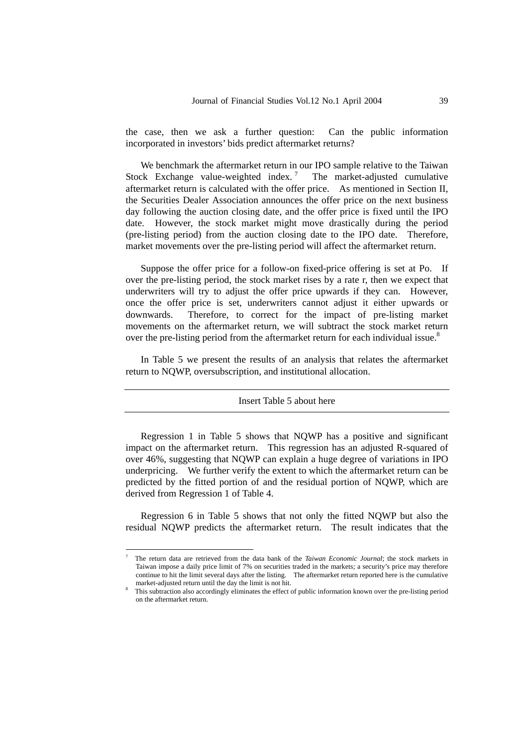the case, then we ask a further question: Can the public information incorporated in investors' bids predict aftermarket returns?

We benchmark the aftermarket return in our IPO sample relative to the Taiwan Stock Exchange value-weighted index.[7] The market-adjusted cumulative aftermarket return is calculated with the offer price. As mentioned in Section II, the Securities Dealer Association announces the offer price on the next business day following the auction closing date, and the offer price is fixed until the IPO date. However, the stock market might move drastically during the period (pre-listing period) from the auction closing date to the IPO date. Therefore, market movements over the pre-listing period will affect the aftermarket return.

Suppose the offer price for a follow-on fixed-price offering is set at Po. If over the pre-listing period, the stock market rises by a rate r, then we expect that underwriters will try to adjust the offer price upwards if they can. However, once the offer price is set, underwriters cannot adjust it either upwards or downwards. Therefore, to correct for the impact of pre-listing market movements on the aftermarket return, we will subtract the stock market return over the pre-listing period from the aftermarket return for each individual issue.[8]

In Table 5 we present the results of an analysis that relates the aftermarket return to NQWP, oversubscription, and institutional allocation.

---

Insert Table 5 about here

---

Regression 1 in Table 5 shows that NQWP has a positive and significant impact on the aftermarket return. This regression has an adjusted R-squared of over 46%, suggesting that NQWP can explain a huge degree of variations in IPO underpricing. We further verify the extent to which the aftermarket return can be predicted by the fitted portion of and the residual portion of NQWP, which are derived from Regression 1 of Table 4.

Regression 6 in Table 5 shows that not only the fitted NQWP but also the residual NQWP predicts the aftermarket return. The result indicates that the

---

[7] The return data are retrieved from the data bank of the *Taiwan Economic Journal*; the stock markets in Taiwan impose a daily price limit of 7% on securities traded in the markets; a security's price may therefore continue to hit the limit several days after the listing. The aftermarket return reported here is the cumulative market-adjusted return until the day the limit is not hit.

[8] This subtraction also accordingly eliminates the effect of public information known over the pre-listing period on the aftermarket return.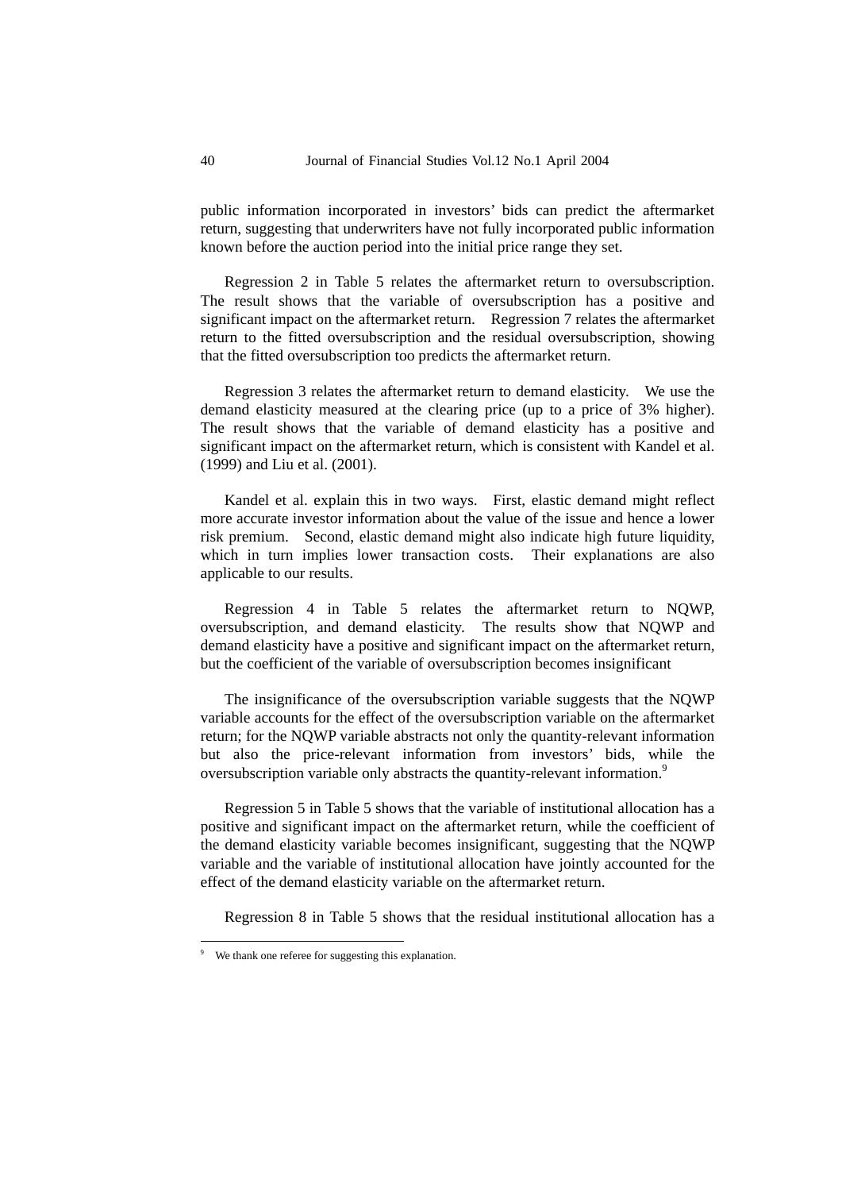public information incorporated in investors' bids can predict the aftermarket return, suggesting that underwriters have not fully incorporated public information known before the auction period into the initial price range they set.

Regression 2 in Table 5 relates the aftermarket return to oversubscription. The result shows that the variable of oversubscription has a positive and significant impact on the aftermarket return. Regression 7 relates the aftermarket return to the fitted oversubscription and the residual oversubscription, showing that the fitted oversubscription too predicts the aftermarket return.

Regression 3 relates the aftermarket return to demand elasticity. We use the demand elasticity measured at the clearing price (up to a price of 3% higher). The result shows that the variable of demand elasticity has a positive and significant impact on the aftermarket return, which is consistent with Kandel et al. (1999) and Liu et al. (2001).

Kandel et al. explain this in two ways. First, elastic demand might reflect more accurate investor information about the value of the issue and hence a lower risk premium. Second, elastic demand might also indicate high future liquidity, which in turn implies lower transaction costs. Their explanations are also applicable to our results.

Regression 4 in Table 5 relates the aftermarket return to NQWP, oversubscription, and demand elasticity. The results show that NQWP and demand elasticity have a positive and significant impact on the aftermarket return, but the coefficient of the variable of oversubscription becomes insignificant

The insignificance of the oversubscription variable suggests that the NQWP variable accounts for the effect of the oversubscription variable on the aftermarket return; for the NQWP variable abstracts not only the quantity-relevant information but also the price-relevant information from investors' bids, while the oversubscription variable only abstracts the quantity-relevant information.[9]

Regression 5 in Table 5 shows that the variable of institutional allocation has a positive and significant impact on the aftermarket return, while the coefficient of the demand elasticity variable becomes insignificant, suggesting that the NQWP variable and the variable of institutional allocation have jointly accounted for the effect of the demand elasticity variable on the aftermarket return.

Regression 8 in Table 5 shows that the residual institutional allocation has a

[9] We thank one referee for suggesting this explanation.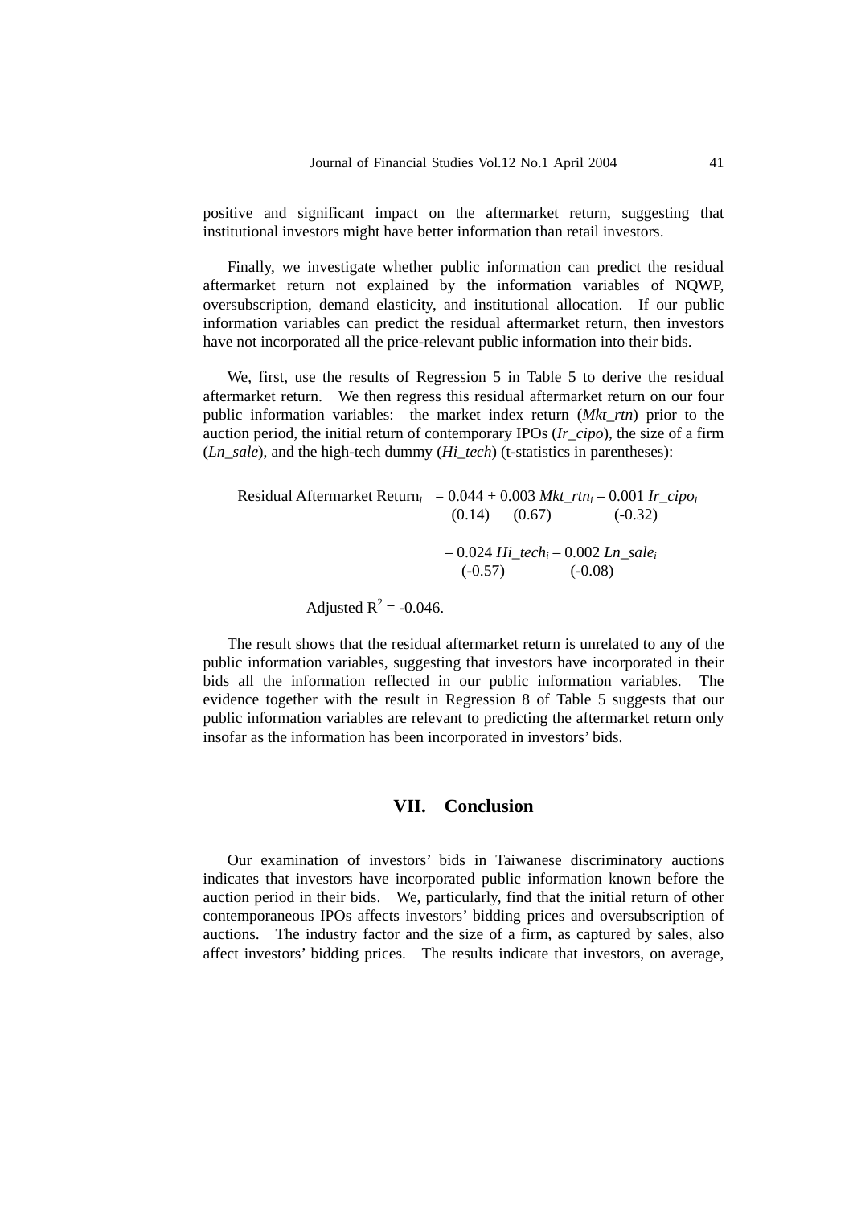positive and significant impact on the aftermarket return, suggesting that institutional investors might have better information than retail investors.

Finally, we investigate whether public information can predict the residual aftermarket return not explained by the information variables of NQWP, oversubscription, demand elasticity, and institutional allocation. If our public information variables can predict the residual aftermarket return, then investors have not incorporated all the price-relevant public information into their bids.

We, first, use the results of Regression 5 in Table 5 to derive the residual aftermarket return. We then regress this residual aftermarket return on our four public information variables: the market index return (*Mkt_rtn*) prior to the auction period, the initial return of contemporary IPOs (*Ir_cipo*), the size of a firm (*Ln_sale*), and the high-tech dummy (*Hi_tech*) (t-statistics in parentheses):

$$\begin{aligned}
\text{Residual Aftermarket Return}_i = \; & \underset{(0.14)}{0.044} + \underset{(0.67)}{0.003}\, Mkt\_rtn_i - \underset{(-0.32)}{0.001}\, Ir\_cipo_i \\
& - \underset{(-0.57)}{0.024}\, Hi\_tech_i - \underset{(-0.08)}{0.002}\, Ln\_sale_i
\end{aligned}$$

Adjusted $R^2 = -0.046$.

The result shows that the residual aftermarket return is unrelated to any of the public information variables, suggesting that investors have incorporated in their bids all the information reflected in our public information variables. The evidence together with the result in Regression 8 of Table 5 suggests that our public information variables are relevant to predicting the aftermarket return only insofar as the information has been incorporated in investors' bids.

## VII. Conclusion

Our examination of investors' bids in Taiwanese discriminatory auctions indicates that investors have incorporated public information known before the auction period in their bids. We, particularly, find that the initial return of other contemporaneous IPOs affects investors' bidding prices and oversubscription of auctions. The industry factor and the size of a firm, as captured by sales, also affect investors' bidding prices. The results indicate that investors, on average,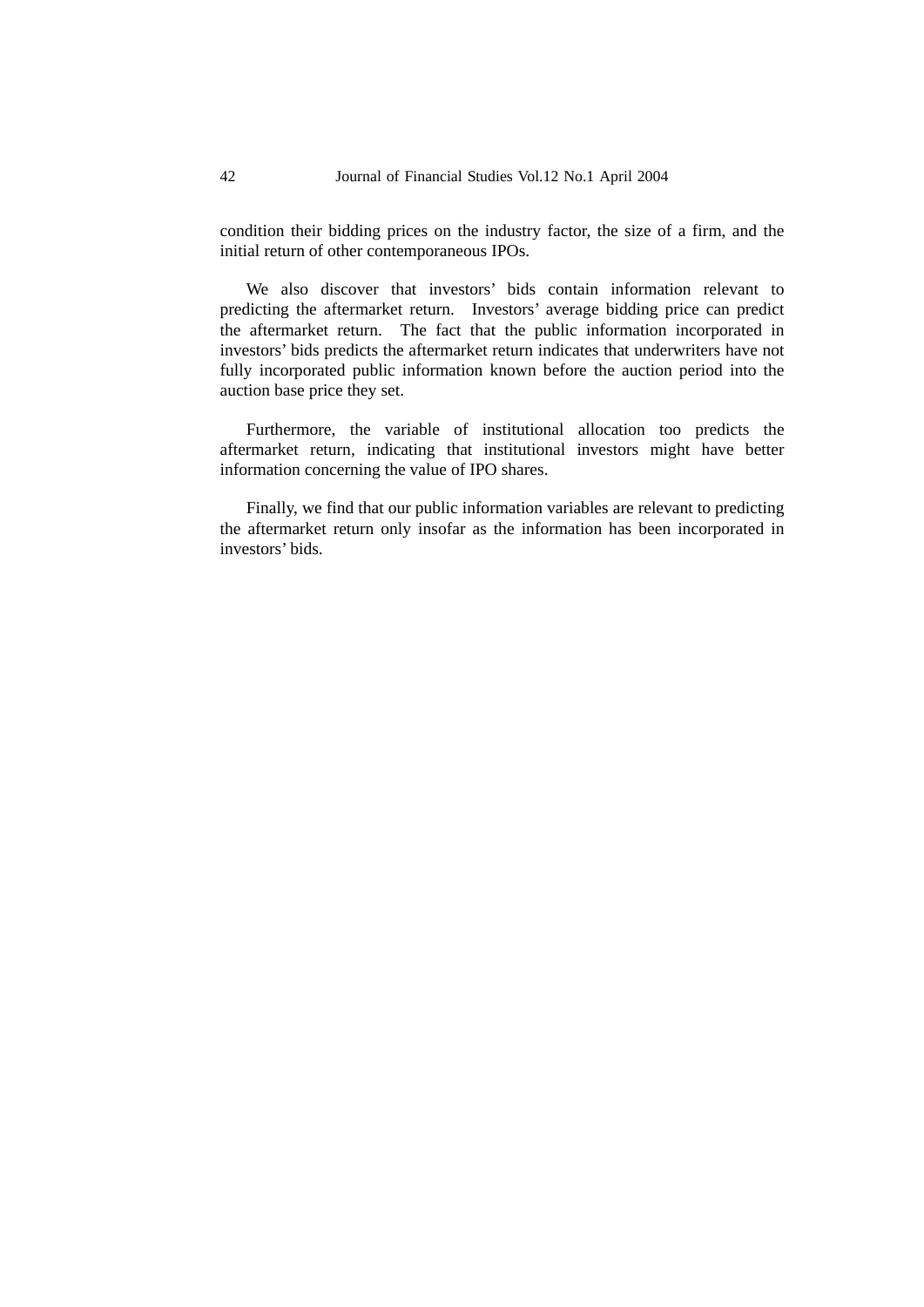condition their bidding prices on the industry factor, the size of a firm, and the initial return of other contemporaneous IPOs.

We also discover that investors' bids contain information relevant to predicting the aftermarket return. Investors' average bidding price can predict the aftermarket return. The fact that the public information incorporated in investors' bids predicts the aftermarket return indicates that underwriters have not fully incorporated public information known before the auction period into the auction base price they set.

Furthermore, the variable of institutional allocation too predicts the aftermarket return, indicating that institutional investors might have better information concerning the value of IPO shares.

Finally, we find that our public information variables are relevant to predicting the aftermarket return only insofar as the information has been incorporated in investors' bids.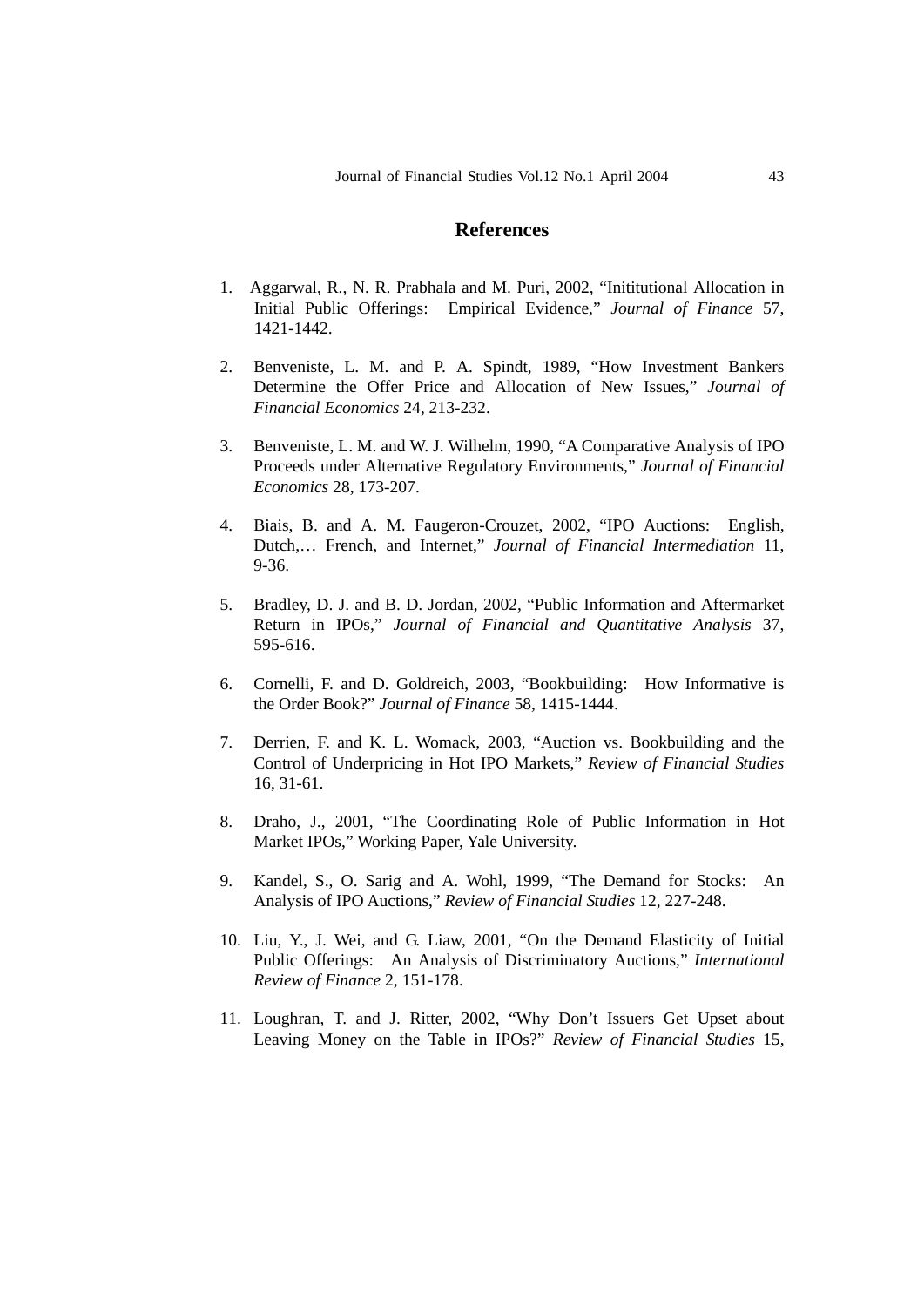## References

1. Aggarwal, R., N. R. Prabhala and M. Puri, 2002, "Inititutional Allocation in Initial Public Offerings: Empirical Evidence," *Journal of Finance* 57, 1421-1442.

2. Benveniste, L. M. and P. A. Spindt, 1989, "How Investment Bankers Determine the Offer Price and Allocation of New Issues," *Journal of Financial Economics* 24, 213-232.

3. Benveniste, L. M. and W. J. Wilhelm, 1990, "A Comparative Analysis of IPO Proceeds under Alternative Regulatory Environments," *Journal of Financial Economics* 28, 173-207.

4. Biais, B. and A. M. Faugeron-Crouzet, 2002, "IPO Auctions: English, Dutch,… French, and Internet," *Journal of Financial Intermediation* 11, 9-36.

5. Bradley, D. J. and B. D. Jordan, 2002, "Public Information and Aftermarket Return in IPOs," *Journal of Financial and Quantitative Analysis* 37, 595-616.

6. Cornelli, F. and D. Goldreich, 2003, "Bookbuilding: How Informative is the Order Book?" *Journal of Finance* 58, 1415-1444.

7. Derrien, F. and K. L. Womack, 2003, "Auction vs. Bookbuilding and the Control of Underpricing in Hot IPO Markets," *Review of Financial Studies* 16, 31-61.

8. Draho, J., 2001, "The Coordinating Role of Public Information in Hot Market IPOs," Working Paper, Yale University.

9. Kandel, S., O. Sarig and A. Wohl, 1999, "The Demand for Stocks: An Analysis of IPO Auctions," *Review of Financial Studies* 12, 227-248.

10. Liu, Y., J. Wei, and G. Liaw, 2001, "On the Demand Elasticity of Initial Public Offerings: An Analysis of Discriminatory Auctions," *International Review of Finance* 2, 151-178.

11. Loughran, T. and J. Ritter, 2002, "Why Don't Issuers Get Upset about Leaving Money on the Table in IPOs?" *Review of Financial Studies* 15,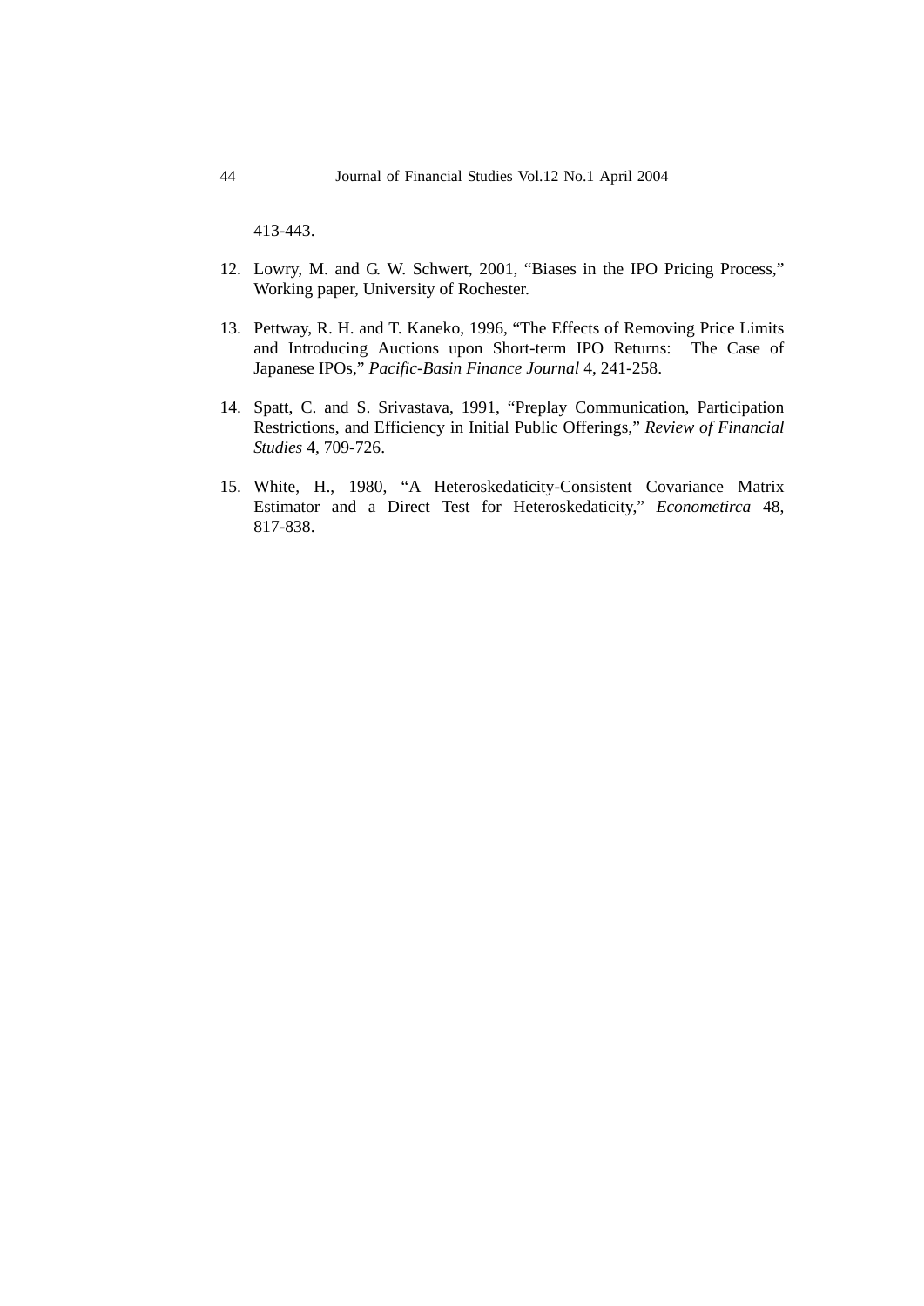413-443.

12. Lowry, M. and G. W. Schwert, 2001, "Biases in the IPO Pricing Process," Working paper, University of Rochester.

13. Pettway, R. H. and T. Kaneko, 1996, "The Effects of Removing Price Limits and Introducing Auctions upon Short-term IPO Returns: The Case of Japanese IPOs," *Pacific-Basin Finance Journal* 4, 241-258.

14. Spatt, C. and S. Srivastava, 1991, "Preplay Communication, Participation Restrictions, and Efficiency in Initial Public Offerings," *Review of Financial Studies* 4, 709-726.

15. White, H., 1980, "A Heteroskedaticity-Consistent Covariance Matrix Estimator and a Direct Test for Heteroskedaticity," *Econometirca* 48, 817-838.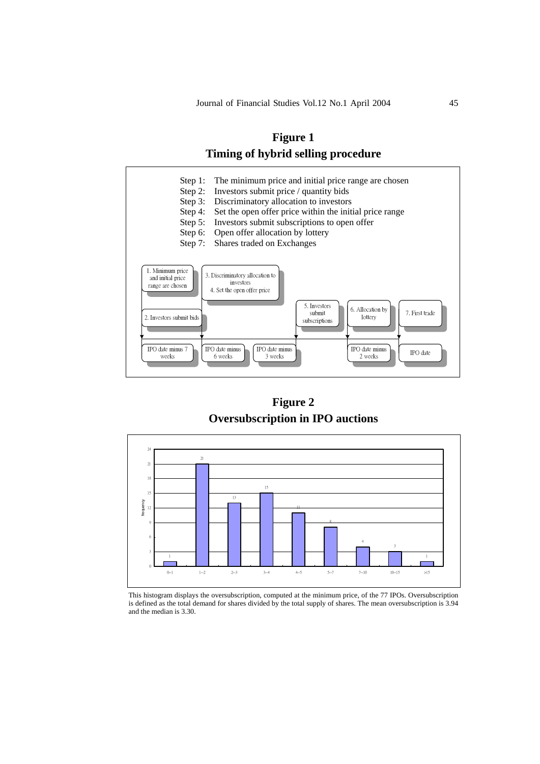## Figure 1

## Timing of hybrid selling procedure

Step 1: The minimum price and initial price range are chosen
Step 2: Investors submit price / quantity bids
Step 3: Discriminatory allocation to investors
Step 4: Set the open offer price within the initial price range
Step 5: Investors submit subscriptions to open offer
Step 6: Open offer allocation by lottery
Step 7: Shares traded on Exchanges

1. Minimum price and initial price range are chosen
2. Investors submit bids
3. Discriminatory allocation to investors
4. Set the open offer price
5. Investors submit subscriptions
6. Allocation by lottery
7. First trade

IPO date minus 7 weeks — IPO date minus 6 weeks — IPO date minus 3 weeks — IPO date minus 2 weeks — IPO date

## Figure 2

## Oversubscription in IPO auctions

| Oversubscription | 0--1 | 1--2 | 2--3 | 3--4 | 4--5 | 5--7 | 7--10 | 10--15 | >15 |
|---|---|---|---|---|---|---|---|---|---|
| frequency | 1 | 21 | 13 | 15 | 11 | 8 | 4 | 3 | 1 |

This histogram displays the oversubscription, computed at the minimum price, of the 77 IPOs. Oversubscription is defined as the total demand for shares divided by the total supply of shares. The mean oversubscription is 3.94 and the median is 3.30.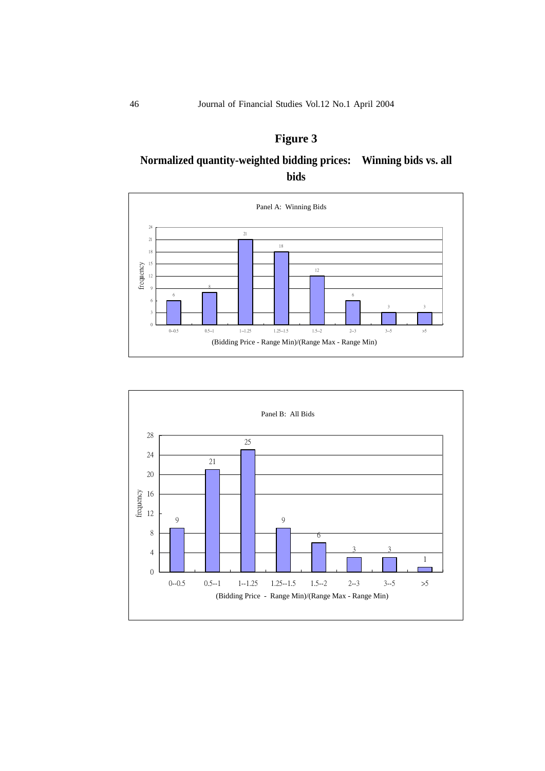# Figure 3

## Normalized quantity-weighted bidding prices: Winning bids vs. all bids

Panel A: Winning Bids

| (Bidding Price - Range Min)/(Range Max - Range Min) | frequency |
|---|---|
| 0--0.5 | 6 |
| 0.5--1 | 8 |
| 1--1.25 | 21 |
| 1.25--1.5 | 18 |
| 1.5--2 | 12 |
| 2--3 | 6 |
| 3--5 | 3 |
| >5 | 3 |

Panel B: All Bids

| (Bidding Price - Range Min)/(Range Max - Range Min) | frequency |
|---|---|
| 0--0.5 | 9 |
| 0.5--1 | 21 |
| 1--1.25 | 25 |
| 1.25--1.5 | 9 |
| 1.5--2 | 6 |
| 2--3 | 3 |
| 3--5 | 3 |
| >5 | 1 |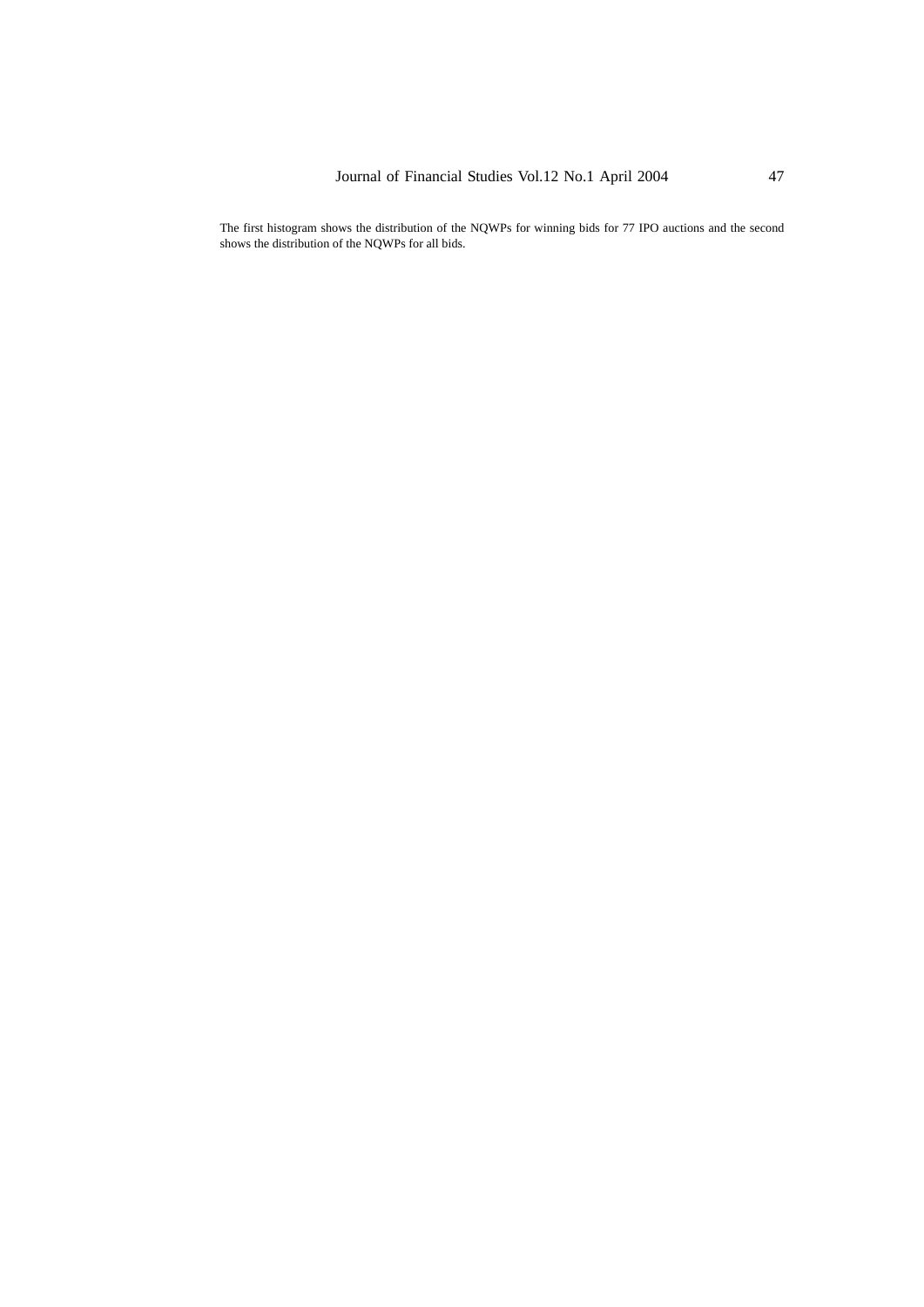The first histogram shows the distribution of the NQWPs for winning bids for 77 IPO auctions and the second shows the distribution of the NQWPs for all bids.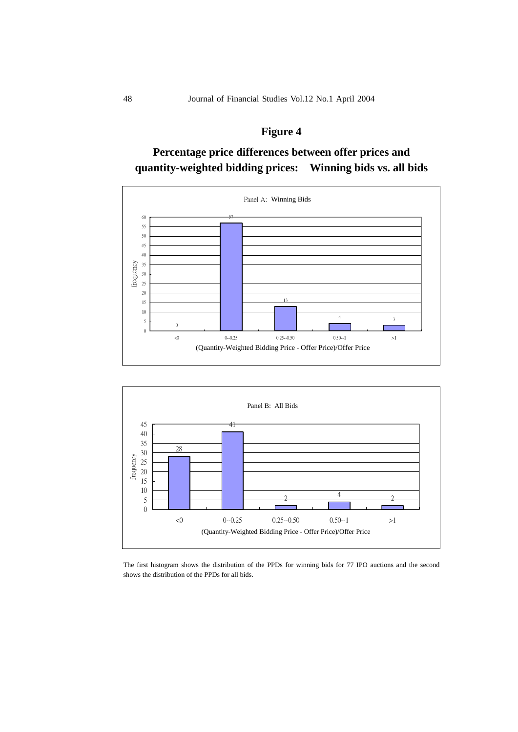## Figure 4

## Percentage price differences between offer prices and quantity-weighted bidding prices: Winning bids vs. all bids

Panel A: Winning Bids

| (Quantity-Weighted Bidding Price - Offer Price)/Offer Price | frequency |
|---|---|
| <0 | 0 |
| 0--0.25 | 57 |
| 0.25--0.50 | 13 |
| 0.50--1 | 4 |
| >1 | 3 |

Panel B: All Bids

| (Quantity-Weighted Bidding Price - Offer Price)/Offer Price | frequency |
|---|---|
| <0 | 28 |
| 0--0.25 | 41 |
| 0.25--0.50 | 2 |
| 0.50--1 | 4 |
| >1 | 2 |

The first histogram shows the distribution of the PPDs for winning bids for 77 IPO auctions and the second shows the distribution of the PPDs for all bids.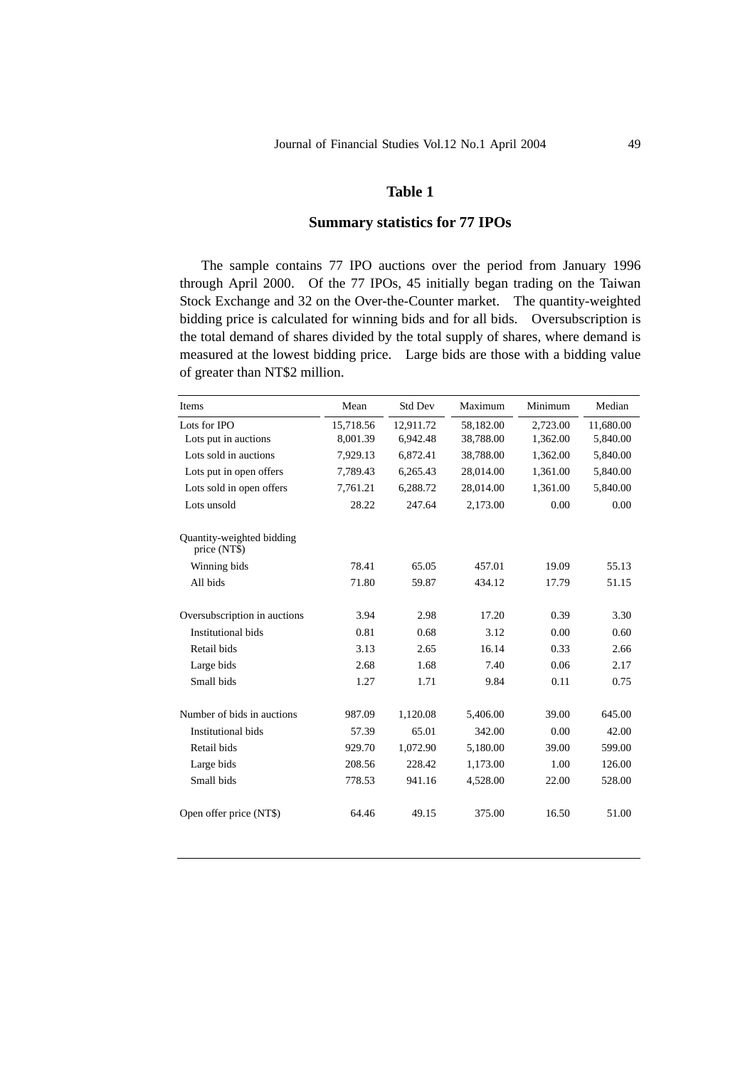## Table 1

### Summary statistics for 77 IPOs

The sample contains 77 IPO auctions over the period from January 1996 through April 2000. Of the 77 IPOs, 45 initially began trading on the Taiwan Stock Exchange and 32 on the Over-the-Counter market. The quantity-weighted bidding price is calculated for winning bids and for all bids. Oversubscription is the total demand of shares divided by the total supply of shares, where demand is measured at the lowest bidding price. Large bids are those with a bidding value of greater than NT$2 million.

| Items | Mean | Std Dev | Maximum | Minimum | Median |
|---|---|---|---|---|---|
| Lots for IPO | 15,718.56 | 12,911.72 | 58,182.00 | 2,723.00 | 11,680.00 |
| Lots put in auctions | 8,001.39 | 6,942.48 | 38,788.00 | 1,362.00 | 5,840.00 |
| Lots sold in auctions | 7,929.13 | 6,872.41 | 38,788.00 | 1,362.00 | 5,840.00 |
| Lots put in open offers | 7,789.43 | 6,265.43 | 28,014.00 | 1,361.00 | 5,840.00 |
| Lots sold in open offers | 7,761.21 | 6,288.72 | 28,014.00 | 1,361.00 | 5,840.00 |
| Lots unsold | 28.22 | 247.64 | 2,173.00 | 0.00 | 0.00 |
| Quantity-weighted bidding price (NT$) | | | | | |
| Winning bids | 78.41 | 65.05 | 457.01 | 19.09 | 55.13 |
| All bids | 71.80 | 59.87 | 434.12 | 17.79 | 51.15 |
| Oversubscription in auctions | 3.94 | 2.98 | 17.20 | 0.39 | 3.30 |
| Institutional bids | 0.81 | 0.68 | 3.12 | 0.00 | 0.60 |
| Retail bids | 3.13 | 2.65 | 16.14 | 0.33 | 2.66 |
| Large bids | 2.68 | 1.68 | 7.40 | 0.06 | 2.17 |
| Small bids | 1.27 | 1.71 | 9.84 | 0.11 | 0.75 |
| Number of bids in auctions | 987.09 | 1,120.08 | 5,406.00 | 39.00 | 645.00 |
| Institutional bids | 57.39 | 65.01 | 342.00 | 0.00 | 42.00 |
| Retail bids | 929.70 | 1,072.90 | 5,180.00 | 39.00 | 599.00 |
| Large bids | 208.56 | 228.42 | 1,173.00 | 1.00 | 126.00 |
| Small bids | 778.53 | 941.16 | 4,528.00 | 22.00 | 528.00 |
| Open offer price (NT$) | 64.46 | 49.15 | 375.00 | 16.50 | 51.00 |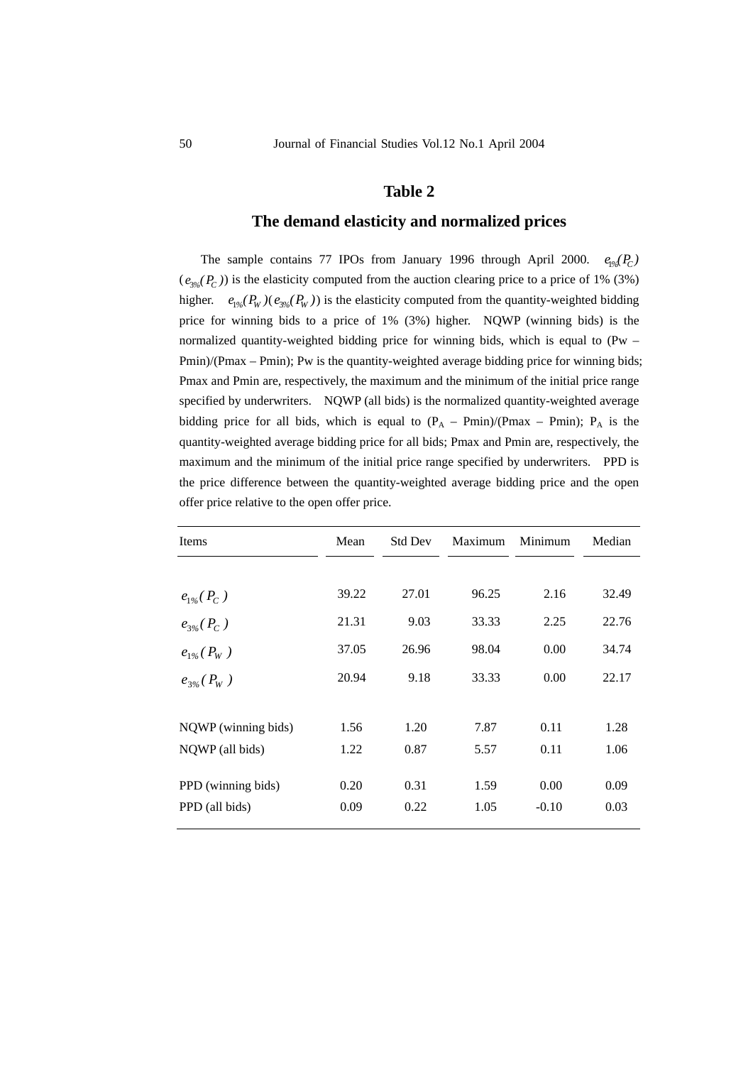## Table 2

## The demand elasticity and normalized prices

The sample contains 77 IPOs from January 1996 through April 2000. $e_{1\%}(P_C)$ ($e_{3\%}(P_C)$) is the elasticity computed from the auction clearing price to a price of 1% (3%) higher. $e_{1\%}(P_W)$ ($e_{3\%}(P_W)$) is the elasticity computed from the quantity-weighted bidding price for winning bids to a price of 1% (3%) higher. NQWP (winning bids) is the normalized quantity-weighted bidding price for winning bids, which is equal to (Pw – Pmin)/(Pmax – Pmin); Pw is the quantity-weighted average bidding price for winning bids; Pmax and Pmin are, respectively, the maximum and the minimum of the initial price range specified by underwriters. NQWP (all bids) is the normalized quantity-weighted average bidding price for all bids, which is equal to ($P_A$ – Pmin)/(Pmax – Pmin); $P_A$ is the quantity-weighted average bidding price for all bids; Pmax and Pmin are, respectively, the maximum and the minimum of the initial price range specified by underwriters. PPD is the price difference between the quantity-weighted average bidding price and the open offer price relative to the open offer price.

| Items | Mean | Std Dev | Maximum | Minimum | Median |
|---|---|---|---|---|---|
| $e_{1\%}(P_C)$ | 39.22 | 27.01 | 96.25 | 2.16 | 32.49 |
| $e_{3\%}(P_C)$ | 21.31 | 9.03 | 33.33 | 2.25 | 22.76 |
| $e_{1\%}(P_W)$ | 37.05 | 26.96 | 98.04 | 0.00 | 34.74 |
| $e_{3\%}(P_W)$ | 20.94 | 9.18 | 33.33 | 0.00 | 22.17 |
| NQWP (winning bids) | 1.56 | 1.20 | 7.87 | 0.11 | 1.28 |
| NQWP (all bids) | 1.22 | 0.87 | 5.57 | 0.11 | 1.06 |
| PPD (winning bids) | 0.20 | 0.31 | 1.59 | 0.00 | 0.09 |
| PPD (all bids) | 0.09 | 0.22 | 1.05 | -0.10 | 0.03 |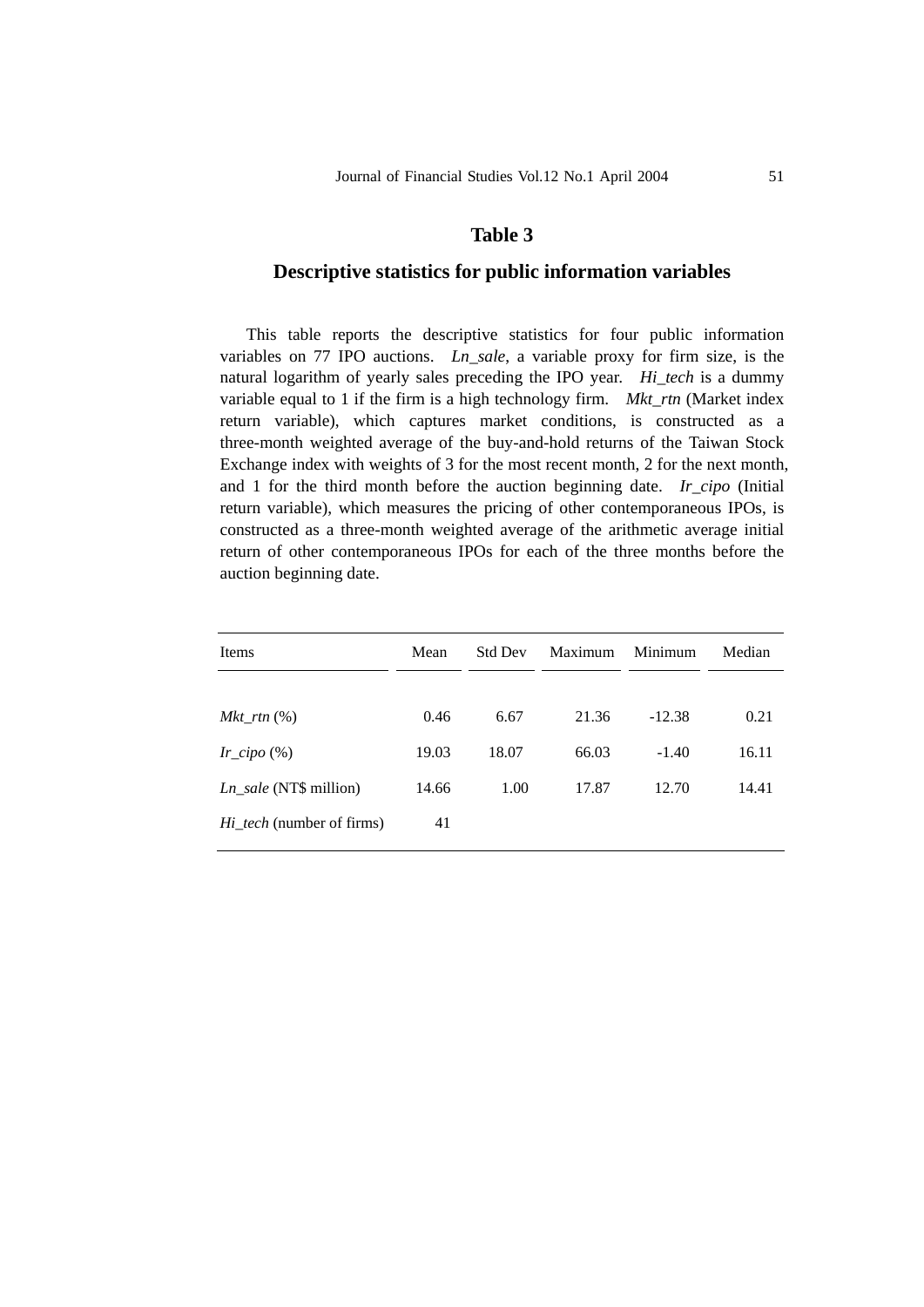## Table 3

## Descriptive statistics for public information variables

This table reports the descriptive statistics for four public information variables on 77 IPO auctions. *Ln_sale*, a variable proxy for firm size, is the natural logarithm of yearly sales preceding the IPO year. *Hi_tech* is a dummy variable equal to 1 if the firm is a high technology firm. *Mkt_rtn* (Market index return variable), which captures market conditions, is constructed as a three-month weighted average of the buy-and-hold returns of the Taiwan Stock Exchange index with weights of 3 for the most recent month, 2 for the next month, and 1 for the third month before the auction beginning date. *Ir_cipo* (Initial return variable), which measures the pricing of other contemporaneous IPOs, is constructed as a three-month weighted average of the arithmetic average initial return of other contemporaneous IPOs for each of the three months before the auction beginning date.

| Items | Mean | Std Dev | Maximum | Minimum | Median |
|---|---|---|---|---|---|
| *Mkt_rtn* (%) | 0.46 | 6.67 | 21.36 | -12.38 | 0.21 |
| *Ir_cipo* (%) | 19.03 | 18.07 | 66.03 | -1.40 | 16.11 |
| *Ln_sale* (NT$ million) | 14.66 | 1.00 | 17.87 | 12.70 | 14.41 |
| *Hi_tech* (number of firms) | 41 | | | | |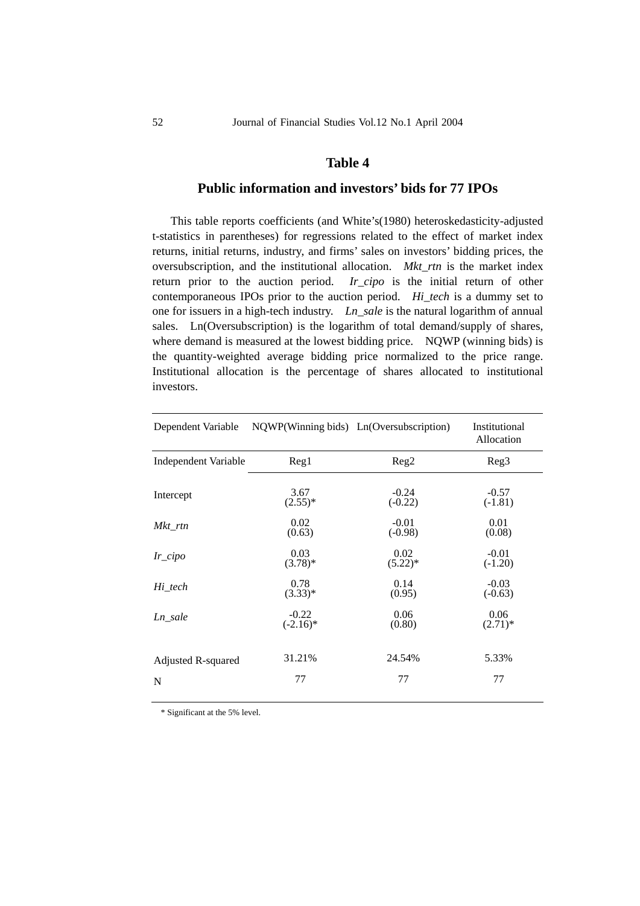## Table 4

## Public information and investors' bids for 77 IPOs

This table reports coefficients (and White's(1980) heteroskedasticity-adjusted t-statistics in parentheses) for regressions related to the effect of market index returns, initial returns, industry, and firms' sales on investors' bidding prices, the oversubscription, and the institutional allocation. *Mkt_rtn* is the market index return prior to the auction period. *Ir_cipo* is the initial return of other contemporaneous IPOs prior to the auction period. *Hi_tech* is a dummy set to one for issuers in a high-tech industry. *Ln_sale* is the natural logarithm of annual sales. Ln(Oversubscription) is the logarithm of total demand/supply of shares, where demand is measured at the lowest bidding price. NQWP (winning bids) is the quantity-weighted average bidding price normalized to the price range. Institutional allocation is the percentage of shares allocated to institutional investors.

| Dependent Variable | NQWP(Winning bids) | Ln(Oversubscription) | Institutional Allocation |
|---|---|---|---|
| Independent Variable | Reg1 | Reg2 | Reg3 |
| Intercept | 3.67<br>(2.55)* | -0.24<br>(-0.22) | -0.57<br>(-1.81) |
| *Mkt_rtn* | 0.02<br>(0.63) | -0.01<br>(-0.98) | 0.01<br>(0.08) |
| *Ir_cipo* | 0.03<br>(3.78)* | 0.02<br>(5.22)* | -0.01<br>(-1.20) |
| *Hi_tech* | 0.78<br>(3.33)* | 0.14<br>(0.95) | -0.03<br>(-0.63) |
| *Ln_sale* | -0.22<br>(-2.16)* | 0.06<br>(0.80) | 0.06<br>(2.71)* |
| Adjusted R-squared | 31.21% | 24.54% | 5.33% |
| N | 77 | 77 | 77 |

\* Significant at the 5% level.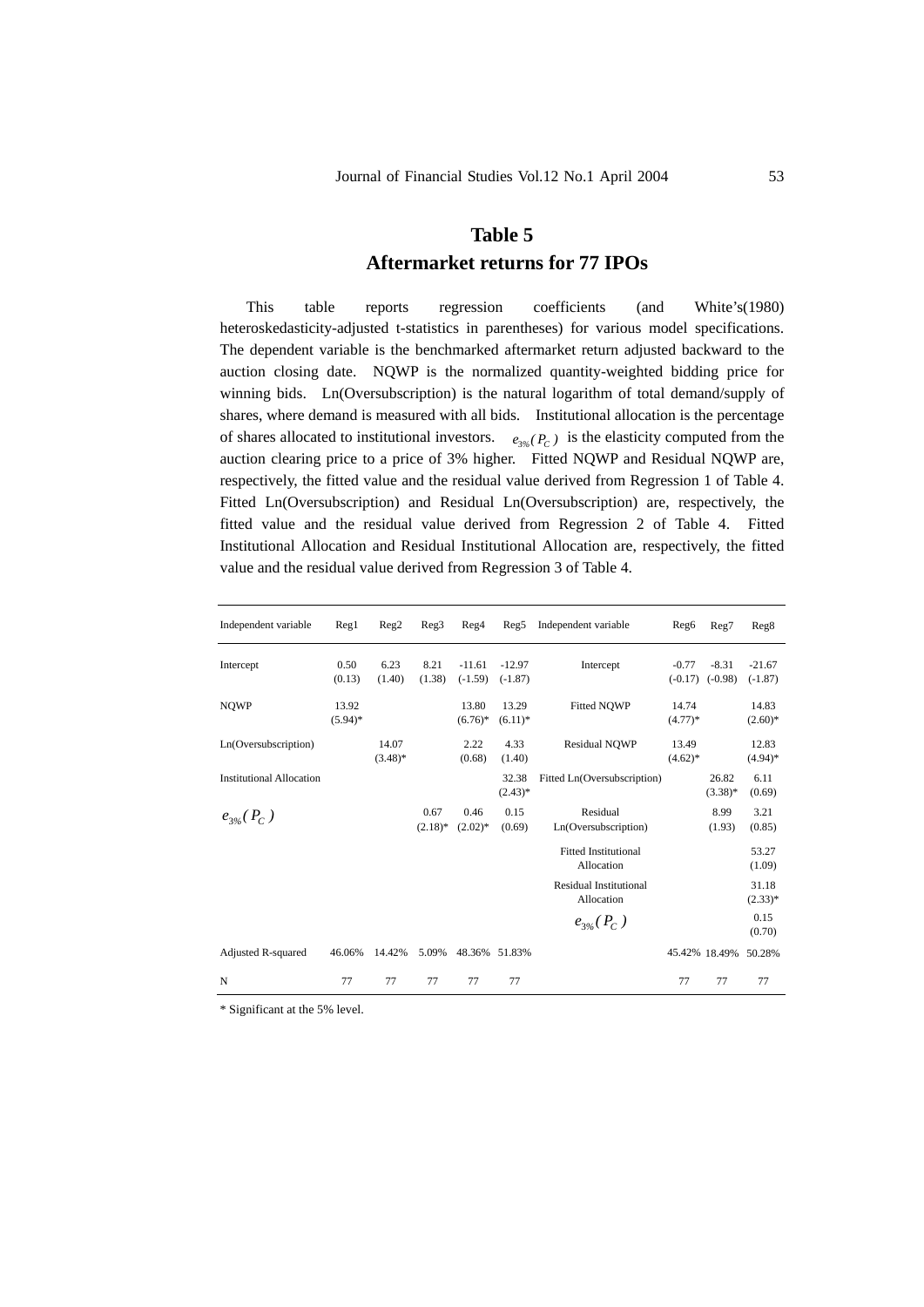# Table 5

## Aftermarket returns for 77 IPOs

This table reports regression coefficients (and White's(1980) heteroskedasticity-adjusted t-statistics in parentheses) for various model specifications. The dependent variable is the benchmarked aftermarket return adjusted backward to the auction closing date. NQWP is the normalized quantity-weighted bidding price for winning bids. Ln(Oversubscription) is the natural logarithm of total demand/supply of shares, where demand is measured with all bids. Institutional allocation is the percentage of shares allocated to institutional investors. $e_{3\%}(P_C)$ is the elasticity computed from the auction clearing price to a price of 3% higher. Fitted NQWP and Residual NQWP are, respectively, the fitted value and the residual value derived from Regression 1 of Table 4. Fitted Ln(Oversubscription) and Residual Ln(Oversubscription) are, respectively, the fitted value and the residual value derived from Regression 2 of Table 4. Fitted Institutional Allocation and Residual Institutional Allocation are, respectively, the fitted value and the residual value derived from Regression 3 of Table 4.

| Independent variable | Reg1 | Reg2 | Reg3 | Reg4 | Reg5 | Independent variable | Reg6 | Reg7 | Reg8 |
|---|---|---|---|---|---|---|---|---|---|
| Intercept | 0.50 (0.13) | 6.23 (1.40) | 8.21 (1.38) | -11.61 (-1.59) | -12.97 (-1.87) | Intercept | -0.77 (-0.17) | -8.31 (-0.98) | -21.67 (-1.87) |
| NQWP | 13.92 (5.94)* | | | 13.80 (6.76)* | 13.29 (6.11)* | Fitted NQWP | 14.74 (4.77)* | | 14.83 (2.60)* |
| Ln(Oversubscription) | | 14.07 (3.48)* | | 2.22 (0.68) | 4.33 (1.40) | Residual NQWP | 13.49 (4.62)* | | 12.83 (4.94)* |
| Institutional Allocation | | | | | 32.38 (2.43)* | Fitted Ln(Oversubscription) | | 26.82 (3.38)* | 6.11 (0.69) |
| $e_{3\%}(P_C)$ | | | 0.67 (2.18)* | 0.46 (2.02)* | 0.15 (0.69) | Residual Ln(Oversubscription) | | 8.99 (1.93) | 3.21 (0.85) |
| | | | | | | Fitted Institutional Allocation | | | 53.27 (1.09) |
| | | | | | | Residual Institutional Allocation | | | 31.18 (2.33)* |
| | | | | | | $e_{3\%}(P_C)$ | | | 0.15 (0.70) |
| Adjusted R-squared | 46.06% | 14.42% | 5.09% | 48.36% | 51.83% | | 45.42% | 18.49% | 50.28% |
| N | 77 | 77 | 77 | 77 | 77 | | 77 | 77 | 77 |

* Significant at the 5% level.